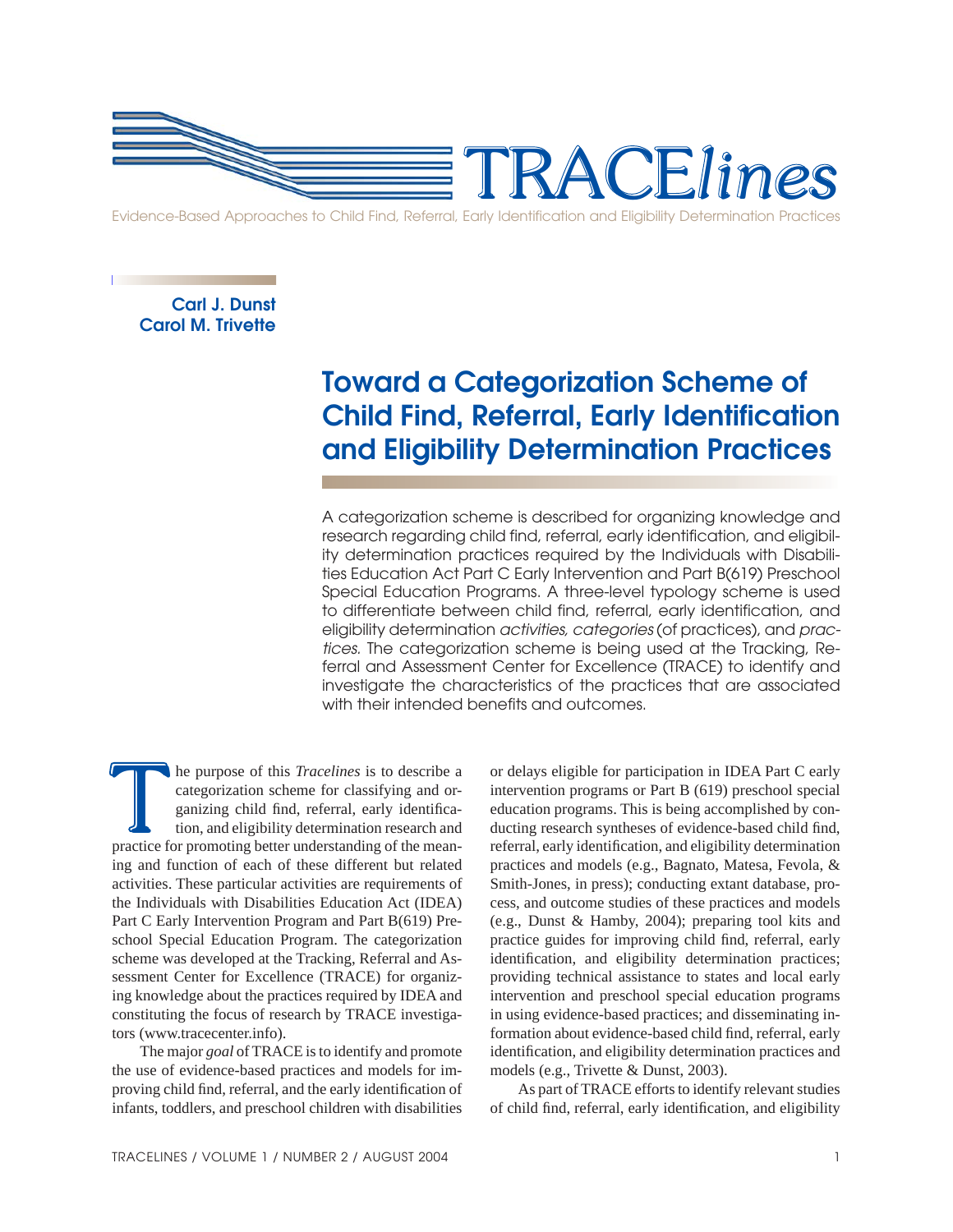# TRACE*lines*

Evidence-Based Approaches to Child Find, Referral, Early Identification and Eligibility Determination Practices

**Carl J. Dunst**
**Carol M. Trivette**

## Toward a Categorization Scheme of Child Find, Referral, Early Identification and Eligibility Determination Practices

A categorization scheme is described for organizing knowledge and research regarding child find, referral, early identification, and eligibility determination practices required by the Individuals with Disabilities Education Act Part C Early Intervention and Part B(619) Preschool Special Education Programs. A three-level typology scheme is used to differentiate between child find, referral, early identification, and eligibility determination *activities, categories* (of practices), and *practices.* The categorization scheme is being used at the Tracking, Referral and Assessment Center for Excellence (TRACE) to identify and investigate the characteristics of the practices that are associated with their intended benefits and outcomes.

The purpose of this *Tracelines* is to describe a categorization scheme for classifying and organizing child find, referral, early identification, and eligibility determination research and practice for promoting better understanding of the meaning and function of each of these different but related activities. These particular activities are requirements of the Individuals with Disabilities Education Act (IDEA) Part C Early Intervention Program and Part B(619) Preschool Special Education Program. The categorization scheme was developed at the Tracking, Referral and Assessment Center for Excellence (TRACE) for organizing knowledge about the practices required by IDEA and constituting the focus of research by TRACE investigators (www.tracecenter.info).

The major *goal* of TRACE is to identify and promote the use of evidence-based practices and models for improving child find, referral, and the early identification of infants, toddlers, and preschool children with disabilities or delays eligible for participation in IDEA Part C early intervention programs or Part B (619) preschool special education programs. This is being accomplished by conducting research syntheses of evidence-based child find, referral, early identification, and eligibility determination practices and models (e.g., Bagnato, Matesa, Fevola, & Smith-Jones, in press); conducting extant database, process, and outcome studies of these practices and models (e.g., Dunst & Hamby, 2004); preparing tool kits and practice guides for improving child find, referral, early identification, and eligibility determination practices; providing technical assistance to states and local early intervention and preschool special education programs in using evidence-based practices; and disseminating information about evidence-based child find, referral, early identification, and eligibility determination practices and models (e.g., Trivette & Dunst, 2003).

As part of TRACE efforts to identify relevant studies of child find, referral, early identification, and eligibility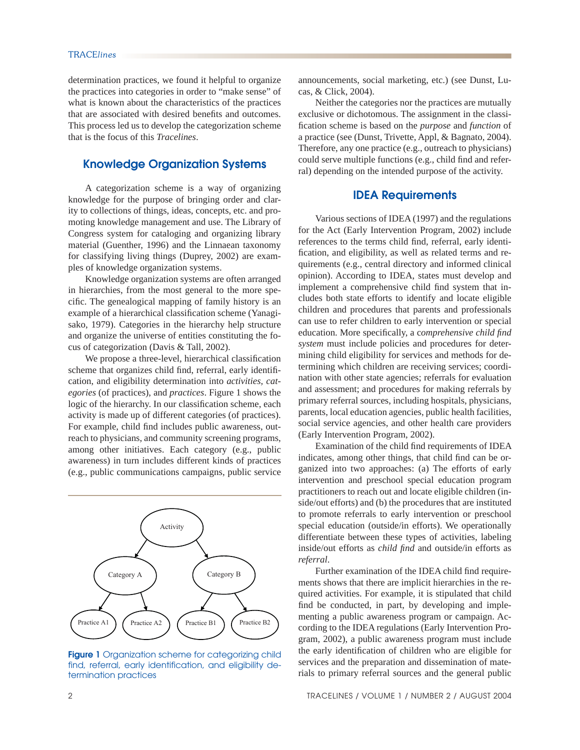determination practices, we found it helpful to organize the practices into categories in order to "make sense" of what is known about the characteristics of the practices that are associated with desired benefits and outcomes. This process led us to develop the categorization scheme that is the focus of this *Tracelines*.

## Knowledge Organization Systems

A categorization scheme is a way of organizing knowledge for the purpose of bringing order and clarity to collections of things, ideas, concepts, etc. and promoting knowledge management and use. The Library of Congress system for cataloging and organizing library material (Guenther, 1996) and the Linnaean taxonomy for classifying living things (Duprey, 2002) are examples of knowledge organization systems.

Knowledge organization systems are often arranged in hierarchies, from the most general to the more specific. The genealogical mapping of family history is an example of a hierarchical classification scheme (Yanagisako, 1979). Categories in the hierarchy help structure and organize the universe of entities constituting the focus of categorization (Davis & Tall, 2002).

We propose a three-level, hierarchical classification scheme that organizes child find, referral, early identification, and eligibility determination into *activities, categories* (of practices), and *practices*. Figure 1 shows the logic of the hierarchy. In our classification scheme, each activity is made up of different categories (of practices). For example, child find includes public awareness, outreach to physicians, and community screening programs, among other initiatives. Each category (e.g., public awareness) in turn includes different kinds of practices (e.g., public communications campaigns, public service announcements, social marketing, etc.) (see Dunst, Lucas, & Click, 2004).

Neither the categories nor the practices are mutually exclusive or dichotomous. The assignment in the classification scheme is based on the *purpose* and *function* of a practice (see (Dunst, Trivette, Appl, & Bagnato, 2004). Therefore, any one practice (e.g., outreach to physicians) could serve multiple functions (e.g., child find and referral) depending on the intended purpose of the activity.

Activity
Category A
Category B
Practice A1
Practice A2
Practice B1
Practice B2

**Figure 1** Organization scheme for categorizing child find, referral, early identification, and eligibility determination practices

## IDEA Requirements

Various sections of IDEA (1997) and the regulations for the Act (Early Intervention Program, 2002) include references to the terms child find, referral, early identification, and eligibility, as well as related terms and requirements (e.g., central directory and informed clinical opinion). According to IDEA, states must develop and implement a comprehensive child find system that includes both state efforts to identify and locate eligible children and procedures that parents and professionals can use to refer children to early intervention or special education. More specifically, a *comprehensive child find system* must include policies and procedures for determining child eligibility for services and methods for determining which children are receiving services; coordination with other state agencies; referrals for evaluation and assessment; and procedures for making referrals by primary referral sources, including hospitals, physicians, parents, local education agencies, public health facilities, social service agencies, and other health care providers (Early Intervention Program, 2002).

Examination of the child find requirements of IDEA indicates, among other things, that child find can be organized into two approaches: (a) The efforts of early intervention and preschool special education program practitioners to reach out and locate eligible children (inside/out efforts) and (b) the procedures that are instituted to promote referrals to early intervention or preschool special education (outside/in efforts). We operationally differentiate between these types of activities, labeling inside/out efforts as *child find* and outside/in efforts as *referral*.

Further examination of the IDEA child find requirements shows that there are implicit hierarchies in the required activities. For example, it is stipulated that child find be conducted, in part, by developing and implementing a public awareness program or campaign. According to the IDEA regulations (Early Intervention Program, 2002), a public awareness program must include the early identification of children who are eligible for services and the preparation and dissemination of materials to primary referral sources and the general public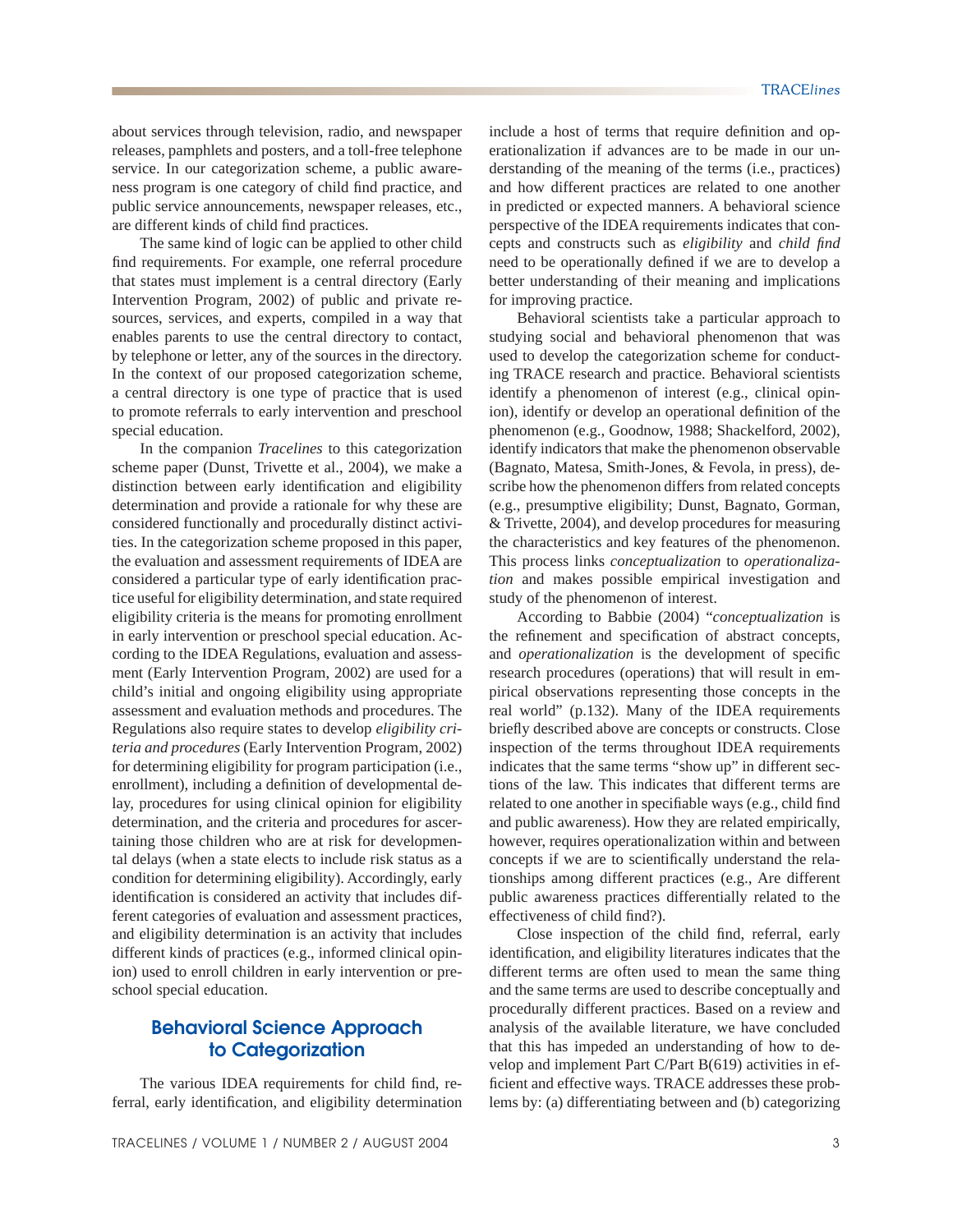about services through television, radio, and newspaper releases, pamphlets and posters, and a toll-free telephone service. In our categorization scheme, a public awareness program is one category of child find practice, and public service announcements, newspaper releases, etc., are different kinds of child find practices.

The same kind of logic can be applied to other child find requirements. For example, one referral procedure that states must implement is a central directory (Early Intervention Program, 2002) of public and private resources, services, and experts, compiled in a way that enables parents to use the central directory to contact, by telephone or letter, any of the sources in the directory. In the context of our proposed categorization scheme, a central directory is one type of practice that is used to promote referrals to early intervention and preschool special education.

In the companion *Tracelines* to this categorization scheme paper (Dunst, Trivette et al., 2004), we make a distinction between early identification and eligibility determination and provide a rationale for why these are considered functionally and procedurally distinct activities. In the categorization scheme proposed in this paper, the evaluation and assessment requirements of IDEA are considered a particular type of early identification practice useful for eligibility determination, and state required eligibility criteria is the means for promoting enrollment in early intervention or preschool special education. According to the IDEA Regulations, evaluation and assessment (Early Intervention Program, 2002) are used for a child's initial and ongoing eligibility using appropriate assessment and evaluation methods and procedures. The Regulations also require states to develop *eligibility criteria and procedures* (Early Intervention Program, 2002) for determining eligibility for program participation (i.e., enrollment), including a definition of developmental delay, procedures for using clinical opinion for eligibility determination, and the criteria and procedures for ascertaining those children who are at risk for developmental delays (when a state elects to include risk status as a condition for determining eligibility). Accordingly, early identification is considered an activity that includes different categories of evaluation and assessment practices, and eligibility determination is an activity that includes different kinds of practices (e.g., informed clinical opinion) used to enroll children in early intervention or preschool special education.

## Behavioral Science Approach to Categorization

The various IDEA requirements for child find, referral, early identification, and eligibility determination include a host of terms that require definition and operationalization if advances are to be made in our understanding of the meaning of the terms (i.e., practices) and how different practices are related to one another in predicted or expected manners. A behavioral science perspective of the IDEA requirements indicates that concepts and constructs such as *eligibility* and *child find* need to be operationally defined if we are to develop a better understanding of their meaning and implications for improving practice.

Behavioral scientists take a particular approach to studying social and behavioral phenomenon that was used to develop the categorization scheme for conducting TRACE research and practice. Behavioral scientists identify a phenomenon of interest (e.g., clinical opinion), identify or develop an operational definition of the phenomenon (e.g., Goodnow, 1988; Shackelford, 2002), identify indicators that make the phenomenon observable (Bagnato, Matesa, Smith-Jones, & Fevola, in press), describe how the phenomenon differs from related concepts (e.g., presumptive eligibility; Dunst, Bagnato, Gorman, & Trivette, 2004), and develop procedures for measuring the characteristics and key features of the phenomenon. This process links *conceptualization* to *operationalization* and makes possible empirical investigation and study of the phenomenon of interest.

According to Babbie (2004) "*conceptualization* is the refinement and specification of abstract concepts, and *operationalization* is the development of specific research procedures (operations) that will result in empirical observations representing those concepts in the real world" (p.132). Many of the IDEA requirements briefly described above are concepts or constructs. Close inspection of the terms throughout IDEA requirements indicates that the same terms "show up" in different sections of the law. This indicates that different terms are related to one another in specifiable ways (e.g., child find and public awareness). How they are related empirically, however, requires operationalization within and between concepts if we are to scientifically understand the relationships among different practices (e.g., Are different public awareness practices differentially related to the effectiveness of child find?).

Close inspection of the child find, referral, early identification, and eligibility literatures indicates that the different terms are often used to mean the same thing and the same terms are used to describe conceptually and procedurally different practices. Based on a review and analysis of the available literature, we have concluded that this has impeded an understanding of how to develop and implement Part C/Part B(619) activities in efficient and effective ways. TRACE addresses these problems by: (a) differentiating between and (b) categorizing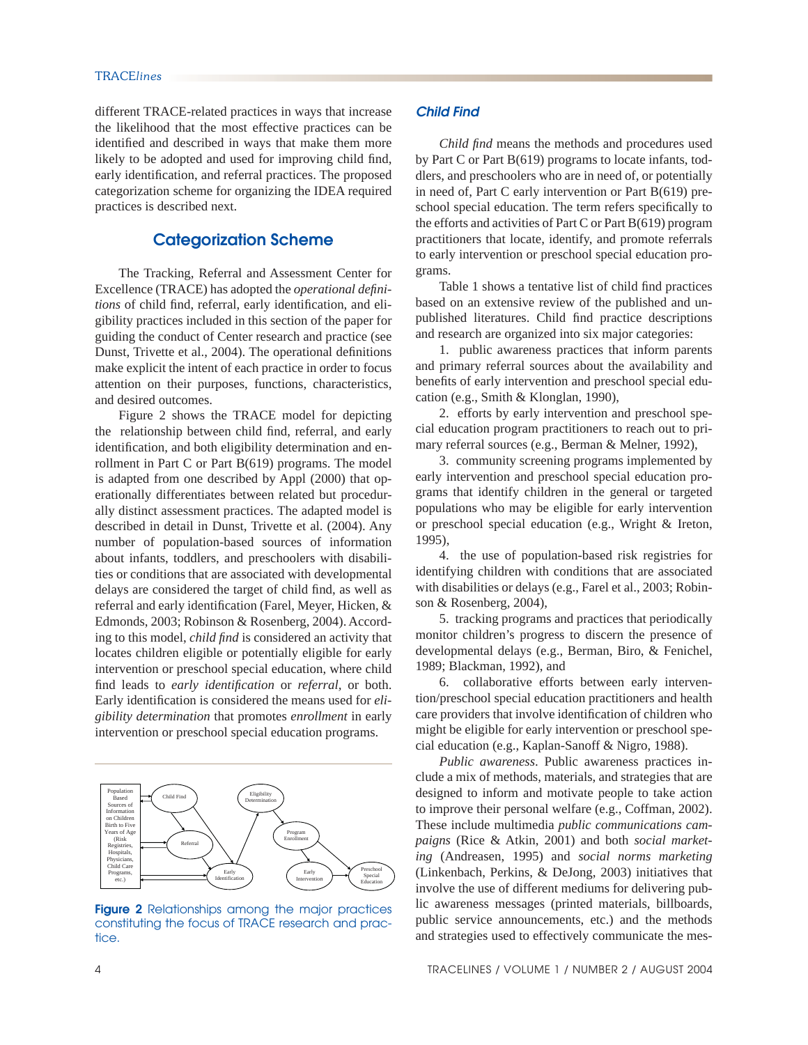different TRACE-related practices in ways that increase the likelihood that the most effective practices can be identified and described in ways that make them more likely to be adopted and used for improving child find, early identification, and referral practices. The proposed categorization scheme for organizing the IDEA required practices is described next.

## Categorization Scheme

The Tracking, Referral and Assessment Center for Excellence (TRACE) has adopted the *operational definitions* of child find, referral, early identification, and eligibility practices included in this section of the paper for guiding the conduct of Center research and practice (see Dunst, Trivette et al., 2004). The operational definitions make explicit the intent of each practice in order to focus attention on their purposes, functions, characteristics, and desired outcomes.

Figure 2 shows the TRACE model for depicting the relationship between child find, referral, and early identification, and both eligibility determination and enrollment in Part C or Part B(619) programs. The model is adapted from one described by Appl (2000) that operationally differentiates between related but procedurally distinct assessment practices. The adapted model is described in detail in Dunst, Trivette et al. (2004). Any number of population-based sources of information about infants, toddlers, and preschoolers with disabilities or conditions that are associated with developmental delays are considered the target of child find, as well as referral and early identification (Farel, Meyer, Hicken, & Edmonds, 2003; Robinson & Rosenberg, 2004). According to this model, *child find* is considered an activity that locates children eligible or potentially eligible for early intervention or preschool special education, where child find leads to *early identification* or *referral*, or both. Early identification is considered the means used for *eligibility determination* that promotes *enrollment* in early intervention or preschool special education programs.

**Figure 2** Relationships among the major practices constituting the focus of TRACE research and practice.

### Child Find

*Child find* means the methods and procedures used by Part C or Part B(619) programs to locate infants, toddlers, and preschoolers who are in need of, or potentially in need of, Part C early intervention or Part B(619) preschool special education. The term refers specifically to the efforts and activities of Part C or Part B(619) program practitioners that locate, identify, and promote referrals to early intervention or preschool special education programs.

Table 1 shows a tentative list of child find practices based on an extensive review of the published and unpublished literatures. Child find practice descriptions and research are organized into six major categories:

1. public awareness practices that inform parents and primary referral sources about the availability and benefits of early intervention and preschool special education (e.g., Smith & Klonglan, 1990),
2. efforts by early intervention and preschool special education program practitioners to reach out to primary referral sources (e.g., Berman & Melner, 1992),
3. community screening programs implemented by early intervention and preschool special education programs that identify children in the general or targeted populations who may be eligible for early intervention or preschool special education (e.g., Wright & Ireton, 1995),
4. the use of population-based risk registries for identifying children with conditions that are associated with disabilities or delays (e.g., Farel et al., 2003; Robinson & Rosenberg, 2004),
5. tracking programs and practices that periodically monitor children's progress to discern the presence of developmental delays (e.g., Berman, Biro, & Fenichel, 1989; Blackman, 1992), and
6. collaborative efforts between early intervention/preschool special education practitioners and health care providers that involve identification of children who might be eligible for early intervention or preschool special education (e.g., Kaplan-Sanoff & Nigro, 1988).

*Public awareness*. Public awareness practices include a mix of methods, materials, and strategies that are designed to inform and motivate people to take action to improve their personal welfare (e.g., Coffman, 2002). These include multimedia *public communications campaigns* (Rice & Atkin, 2001) and both *social marketing* (Andreasen, 1995) and *social norms marketing* (Linkenbach, Perkins, & DeJong, 2003) initiatives that involve the use of different mediums for delivering public awareness messages (printed materials, billboards, public service announcements, etc.) and the methods and strategies used to effectively communicate the mes-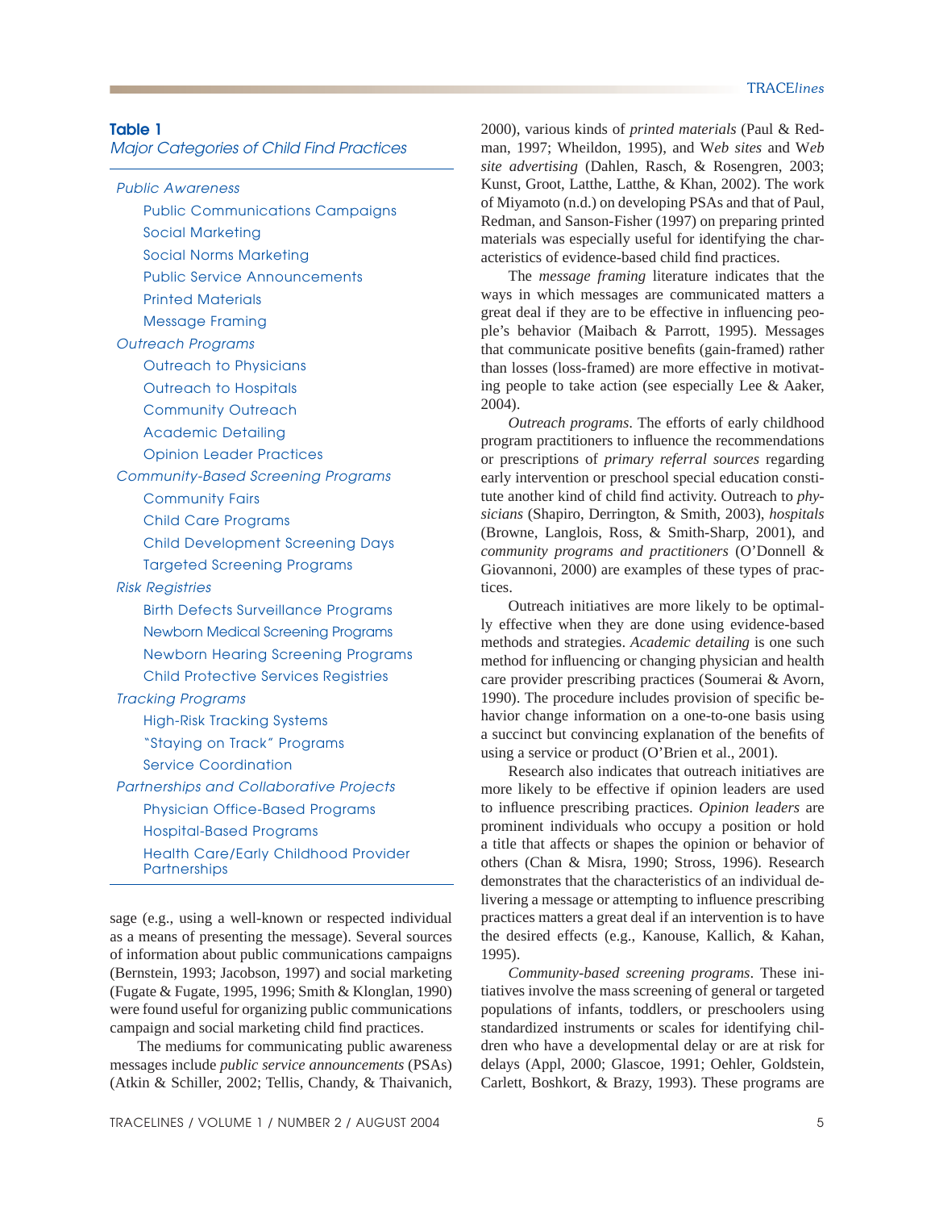**Table 1**
*Major Categories of Child Find Practices*

- *Public Awareness*
  - Public Communications Campaigns
  - Social Marketing
  - Social Norms Marketing
  - Public Service Announcements
  - Printed Materials
  - Message Framing
- *Outreach Programs*
  - Outreach to Physicians
  - Outreach to Hospitals
  - Community Outreach
  - Academic Detailing
  - Opinion Leader Practices
- *Community-Based Screening Programs*
  - Community Fairs
  - Child Care Programs
  - Child Development Screening Days
  - Targeted Screening Programs
- *Risk Registries*
  - Birth Defects Surveillance Programs
  - Newborn Medical Screening Programs
  - Newborn Hearing Screening Programs
  - Child Protective Services Registries
- *Tracking Programs*
  - High-Risk Tracking Systems
  - "Staying on Track" Programs
  - Service Coordination
- *Partnerships and Collaborative Projects*
  - Physician Office-Based Programs
  - Hospital-Based Programs
  - Health Care/Early Childhood Provider Partnerships

sage (e.g., using a well-known or respected individual as a means of presenting the message). Several sources of information about public communications campaigns (Bernstein, 1993; Jacobson, 1997) and social marketing (Fugate & Fugate, 1995, 1996; Smith & Klonglan, 1990) were found useful for organizing public communications campaign and social marketing child find practices.

The mediums for communicating public awareness messages include *public service announcements* (PSAs) (Atkin & Schiller, 2002; Tellis, Chandy, & Thaivanich, 2000), various kinds of *printed materials* (Paul & Redman, 1997; Wheildon, 1995), and W*eb sites* and W*eb site advertising* (Dahlen, Rasch, & Rosengren, 2003; Kunst, Groot, Latthe, Latthe, & Khan, 2002). The work of Miyamoto (n.d.) on developing PSAs and that of Paul, Redman, and Sanson-Fisher (1997) on preparing printed materials was especially useful for identifying the characteristics of evidence-based child find practices.

The *message framing* literature indicates that the ways in which messages are communicated matters a great deal if they are to be effective in influencing people's behavior (Maibach & Parrott, 1995). Messages that communicate positive benefits (gain-framed) rather than losses (loss-framed) are more effective in motivating people to take action (see especially Lee & Aaker, 2004).

*Outreach programs*. The efforts of early childhood program practitioners to influence the recommendations or prescriptions of *primary referral sources* regarding early intervention or preschool special education constitute another kind of child find activity. Outreach to *physicians* (Shapiro, Derrington, & Smith, 2003), *hospitals* (Browne, Langlois, Ross, & Smith-Sharp, 2001), and *community programs and practitioners* (O'Donnell & Giovannoni, 2000) are examples of these types of practices.

Outreach initiatives are more likely to be optimally effective when they are done using evidence-based methods and strategies. *Academic detailing* is one such method for influencing or changing physician and health care provider prescribing practices (Soumerai & Avorn, 1990). The procedure includes provision of specific behavior change information on a one-to-one basis using a succinct but convincing explanation of the benefits of using a service or product (O'Brien et al., 2001).

Research also indicates that outreach initiatives are more likely to be effective if opinion leaders are used to influence prescribing practices. *Opinion leaders* are prominent individuals who occupy a position or hold a title that affects or shapes the opinion or behavior of others (Chan & Misra, 1990; Stross, 1996). Research demonstrates that the characteristics of an individual delivering a message or attempting to influence prescribing practices matters a great deal if an intervention is to have the desired effects (e.g., Kanouse, Kallich, & Kahan, 1995).

*Community-based screening programs*. These initiatives involve the mass screening of general or targeted populations of infants, toddlers, or preschoolers using standardized instruments or scales for identifying children who have a developmental delay or are at risk for delays (Appl, 2000; Glascoe, 1991; Oehler, Goldstein, Carlett, Boshkort, & Brazy, 1993). These programs are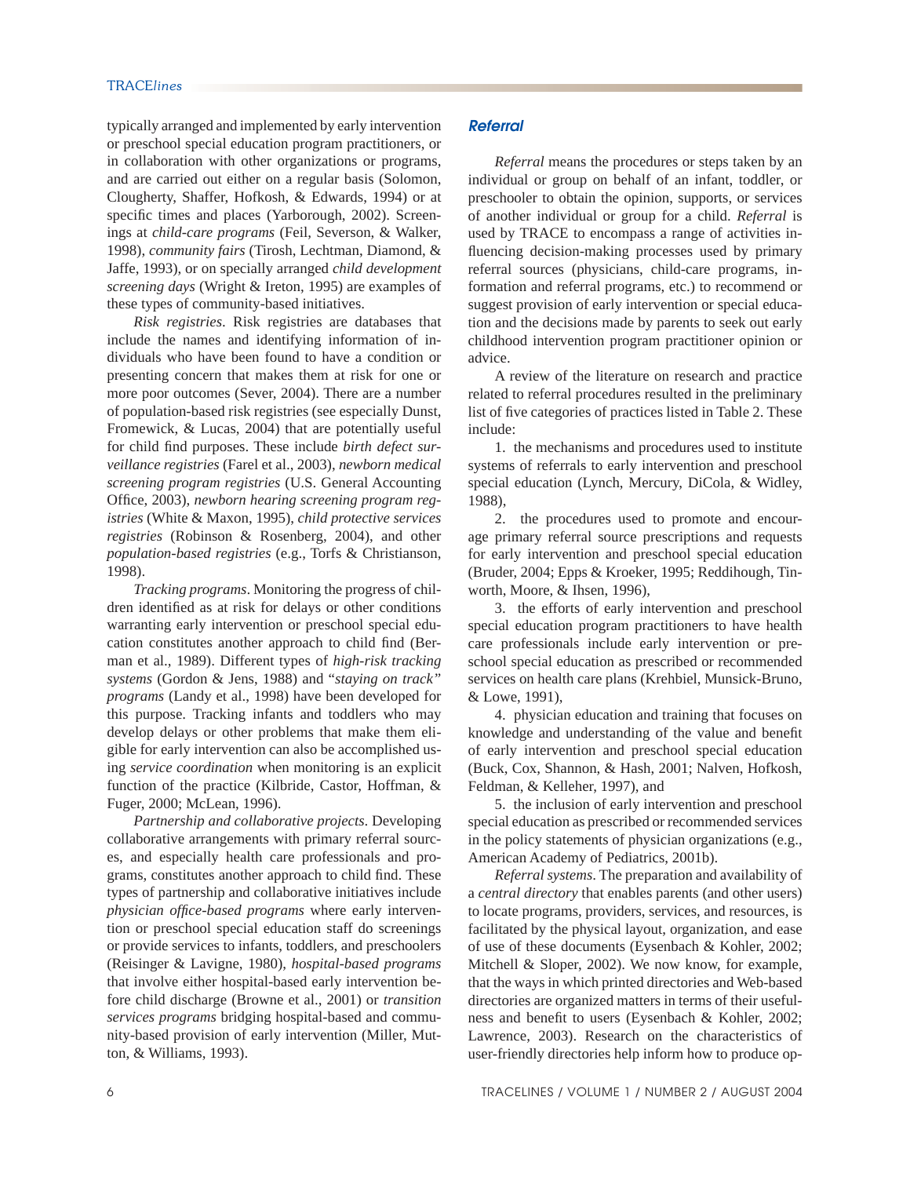typically arranged and implemented by early intervention or preschool special education program practitioners, or in collaboration with other organizations or programs, and are carried out either on a regular basis (Solomon, Clougherty, Shaffer, Hofkosh, & Edwards, 1994) or at specific times and places (Yarborough, 2002). Screenings at *child-care programs* (Feil, Severson, & Walker, 1998), *community fairs* (Tirosh, Lechtman, Diamond, & Jaffe, 1993), or on specially arranged *child development screening days* (Wright & Ireton, 1995) are examples of these types of community-based initiatives.

*Risk registries*. Risk registries are databases that include the names and identifying information of individuals who have been found to have a condition or presenting concern that makes them at risk for one or more poor outcomes (Sever, 2004). There are a number of population-based risk registries (see especially Dunst, Fromewick, & Lucas, 2004) that are potentially useful for child find purposes. These include *birth defect surveillance registries* (Farel et al., 2003), *newborn medical screening program registries* (U.S. General Accounting Office, 2003), *newborn hearing screening program registries* (White & Maxon, 1995), *child protective services registries* (Robinson & Rosenberg, 2004), and other *population-based registries* (e.g., Torfs & Christianson, 1998).

*Tracking programs*. Monitoring the progress of children identified as at risk for delays or other conditions warranting early intervention or preschool special education constitutes another approach to child find (Berman et al., 1989). Different types of *high-risk tracking systems* (Gordon & Jens, 1988) and "*staying on track*" *programs* (Landy et al., 1998) have been developed for this purpose. Tracking infants and toddlers who may develop delays or other problems that make them eligible for early intervention can also be accomplished using *service coordination* when monitoring is an explicit function of the practice (Kilbride, Castor, Hoffman, & Fuger, 2000; McLean, 1996).

*Partnership and collaborative projects*. Developing collaborative arrangements with primary referral sources, and especially health care professionals and programs, constitutes another approach to child find. These types of partnership and collaborative initiatives include *physician office-based programs* where early intervention or preschool special education staff do screenings or provide services to infants, toddlers, and preschoolers (Reisinger & Lavigne, 1980), *hospital-based programs* that involve either hospital-based early intervention before child discharge (Browne et al., 2001) or *transition services programs* bridging hospital-based and community-based provision of early intervention (Miller, Mutton, & Williams, 1993).

### Referral

*Referral* means the procedures or steps taken by an individual or group on behalf of an infant, toddler, or preschooler to obtain the opinion, supports, or services of another individual or group for a child. *Referral* is used by TRACE to encompass a range of activities influencing decision-making processes used by primary referral sources (physicians, child-care programs, information and referral programs, etc.) to recommend or suggest provision of early intervention or special education and the decisions made by parents to seek out early childhood intervention program practitioner opinion or advice.

A review of the literature on research and practice related to referral procedures resulted in the preliminary list of five categories of practices listed in Table 2. These include:

1. the mechanisms and procedures used to institute systems of referrals to early intervention and preschool special education (Lynch, Mercury, DiCola, & Widley, 1988),
2. the procedures used to promote and encourage primary referral source prescriptions and requests for early intervention and preschool special education (Bruder, 2004; Epps & Kroeker, 1995; Reddihough, Tinworth, Moore, & Ihsen, 1996),
3. the efforts of early intervention and preschool special education program practitioners to have health care professionals include early intervention or preschool special education as prescribed or recommended services on health care plans (Krehbiel, Munsick-Bruno, & Lowe, 1991),
4. physician education and training that focuses on knowledge and understanding of the value and benefit of early intervention and preschool special education (Buck, Cox, Shannon, & Hash, 2001; Nalven, Hofkosh, Feldman, & Kelleher, 1997), and
5. the inclusion of early intervention and preschool special education as prescribed or recommended services in the policy statements of physician organizations (e.g., American Academy of Pediatrics, 2001b).

*Referral systems*. The preparation and availability of a *central directory* that enables parents (and other users) to locate programs, providers, services, and resources, is facilitated by the physical layout, organization, and ease of use of these documents (Eysenbach & Kohler, 2002; Mitchell & Sloper, 2002). We now know, for example, that the ways in which printed directories and Web-based directories are organized matters in terms of their usefulness and benefit to users (Eysenbach & Kohler, 2002; Lawrence, 2003). Research on the characteristics of user-friendly directories help inform how to produce op-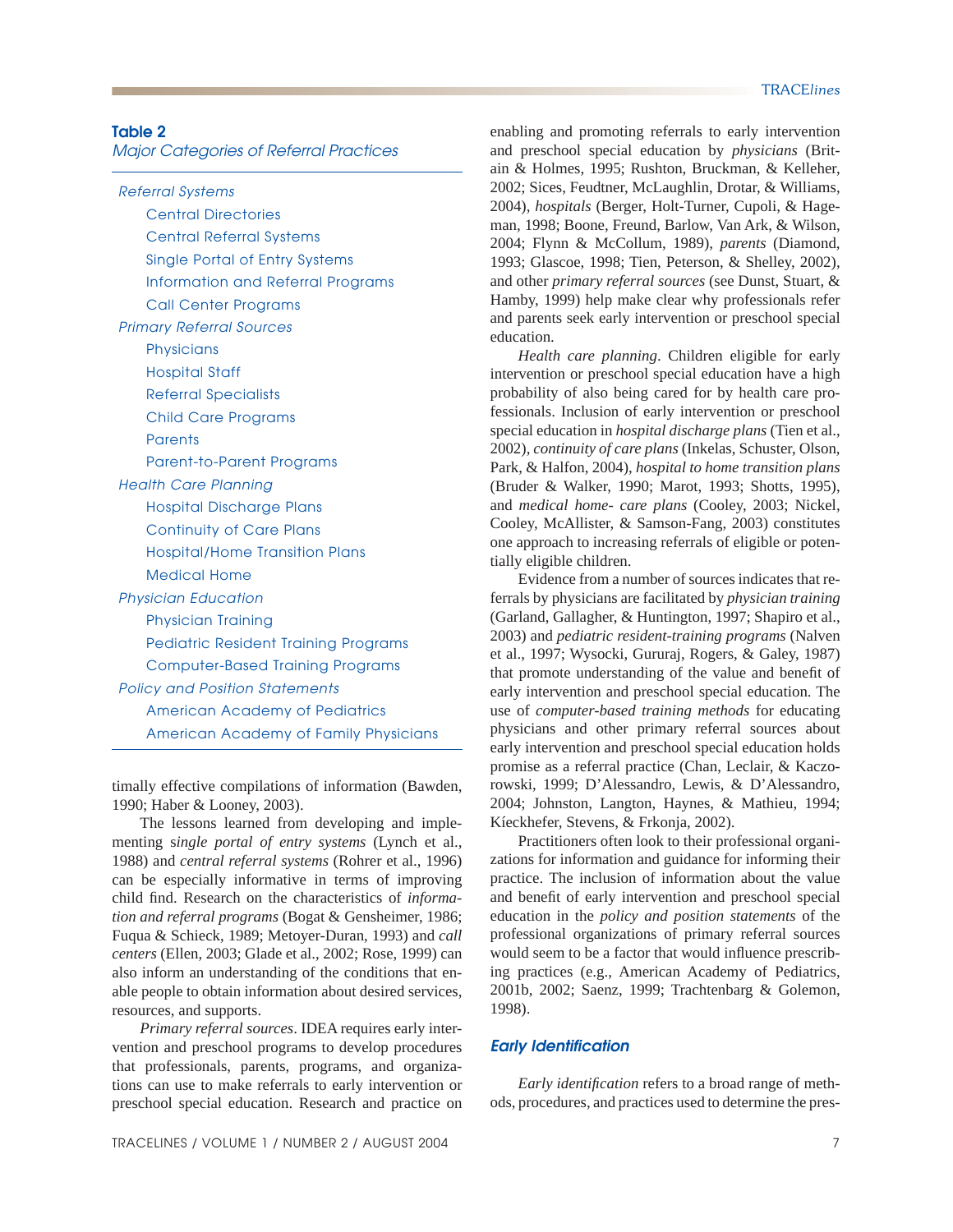**Table 2**
*Major Categories of Referral Practices*

| |
|---|
| *Referral Systems* |
| Central Directories |
| Central Referral Systems |
| Single Portal of Entry Systems |
| Information and Referral Programs |
| Call Center Programs |
| *Primary Referral Sources* |
| Physicians |
| Hospital Staff |
| Referral Specialists |
| Child Care Programs |
| Parents |
| Parent-to-Parent Programs |
| *Health Care Planning* |
| Hospital Discharge Plans |
| Continuity of Care Plans |
| Hospital/Home Transition Plans |
| Medical Home |
| *Physician Education* |
| Physician Training |
| Pediatric Resident Training Programs |
| Computer-Based Training Programs |
| *Policy and Position Statements* |
| American Academy of Pediatrics |
| American Academy of Family Physicians |

timally effective compilations of information (Bawden, 1990; Haber & Looney, 2003).

The lessons learned from developing and implementing s*ingle portal of entry systems* (Lynch et al., 1988) and *central referral systems* (Rohrer et al., 1996) can be especially informative in terms of improving child find. Research on the characteristics of *information and referral programs* (Bogat & Gensheimer, 1986; Fuqua & Schieck, 1989; Metoyer-Duran, 1993) and *call centers* (Ellen, 2003; Glade et al., 2002; Rose, 1999) can also inform an understanding of the conditions that enable people to obtain information about desired services, resources, and supports.

*Primary referral sources*. IDEA requires early intervention and preschool programs to develop procedures that professionals, parents, programs, and organizations can use to make referrals to early intervention or preschool special education. Research and practice on enabling and promoting referrals to early intervention and preschool special education by *physicians* (Brittain & Holmes, 1995; Rushton, Bruckman, & Kelleher, 2002; Sices, Feudtner, McLaughlin, Drotar, & Williams, 2004), *hospitals* (Berger, Holt-Turner, Cupoli, & Hageman, 1998; Boone, Freund, Barlow, Van Ark, & Wilson, 2004; Flynn & McCollum, 1989), *parents* (Diamond, 1993; Glascoe, 1998; Tien, Peterson, & Shelley, 2002), and other *primary referral sources* (see Dunst, Stuart, & Hamby, 1999) help make clear why professionals refer and parents seek early intervention or preschool special education.

*Health care planning*. Children eligible for early intervention or preschool special education have a high probability of also being cared for by health care professionals. Inclusion of early intervention or preschool special education in *hospital discharge plans* (Tien et al., 2002), *continuity of care plans* (Inkelas, Schuster, Olson, Park, & Halfon, 2004), *hospital to home transition plans* (Bruder & Walker, 1990; Marot, 1993; Shotts, 1995), and *medical home- care plans* (Cooley, 2003; Nickel, Cooley, McAllister, & Samson-Fang, 2003) constitutes one approach to increasing referrals of eligible or potentially eligible children.

Evidence from a number of sources indicates that referrals by physicians are facilitated by *physician training* (Garland, Gallagher, & Huntington, 1997; Shapiro et al., 2003) and *pediatric resident-training programs* (Nalven et al., 1997; Wysocki, Gururaj, Rogers, & Galey, 1987) that promote understanding of the value and benefit of early intervention and preschool special education. The use of *computer-based training methods* for educating physicians and other primary referral sources about early intervention and preschool special education holds promise as a referral practice (Chan, Leclair, & Kaczorowski, 1999; D'Alessandro, Lewis, & D'Alessandro, 2004; Johnston, Langton, Haynes, & Mathieu, 1994; Kíeckhefer, Stevens, & Frkonja, 2002).

Practitioners often look to their professional organizations for information and guidance for informing their practice. The inclusion of information about the value and benefit of early intervention and preschool special education in the *policy and position statements* of the professional organizations of primary referral sources would seem to be a factor that would influence prescribing practices (e.g., American Academy of Pediatrics, 2001b, 2002; Saenz, 1999; Trachtenbarg & Golemon, 1998).

## Early Identification

*Early identification* refers to a broad range of methods, procedures, and practices used to determine the pres-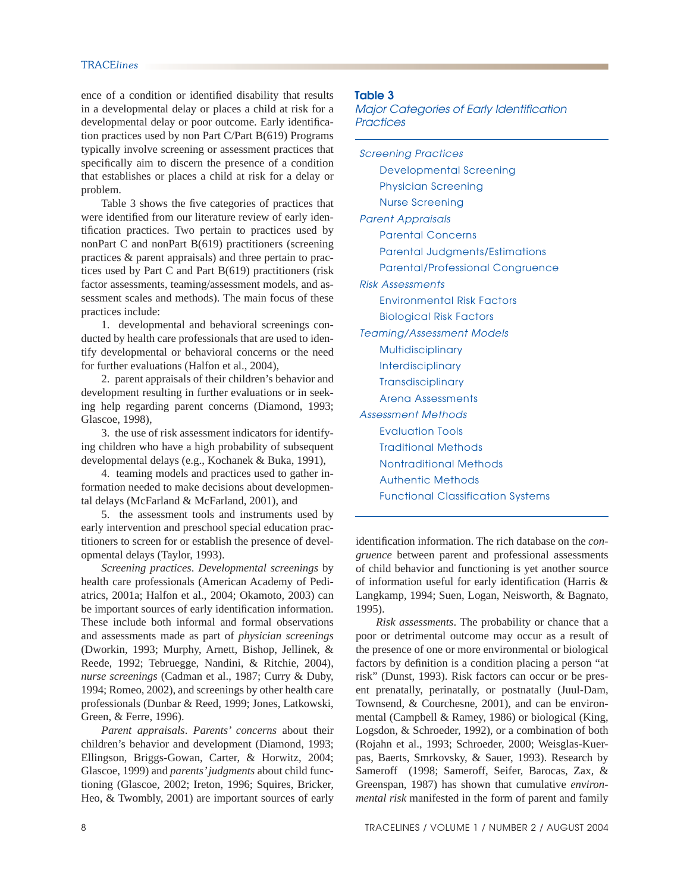ence of a condition or identified disability that results in a developmental delay or places a child at risk for a developmental delay or poor outcome. Early identification practices used by non Part C/Part B(619) Programs typically involve screening or assessment practices that specifically aim to discern the presence of a condition that establishes or places a child at risk for a delay or problem.

Table 3 shows the five categories of practices that were identified from our literature review of early identification practices. Two pertain to practices used by nonPart C and nonPart B(619) practitioners (screening practices & parent appraisals) and three pertain to practices used by Part C and Part B(619) practitioners (risk factor assessments, teaming/assessment models, and assessment scales and methods). The main focus of these practices include:

1. developmental and behavioral screenings conducted by health care professionals that are used to identify developmental or behavioral concerns or the need for further evaluations (Halfon et al., 2004),
2. parent appraisals of their children's behavior and development resulting in further evaluations or in seeking help regarding parent concerns (Diamond, 1993; Glascoe, 1998),
3. the use of risk assessment indicators for identifying children who have a high probability of subsequent developmental delays (e.g., Kochanek & Buka, 1991),
4. teaming models and practices used to gather information needed to make decisions about developmental delays (McFarland & McFarland, 2001), and
5. the assessment tools and instruments used by early intervention and preschool special education practitioners to screen for or establish the presence of developmental delays (Taylor, 1993).

**Table 3**
*Major Categories of Early Identification Practices*

- *Screening Practices*
  - Developmental Screening
  - Physician Screening
  - Nurse Screening
- *Parent Appraisals*
  - Parental Concerns
  - Parental Judgments/Estimations
  - Parental/Professional Congruence
- *Risk Assessments*
  - Environmental Risk Factors
  - Biological Risk Factors
- *Teaming/Assessment Models*
  - Multidisciplinary
  - Interdisciplinary
  - Transdisciplinary
  - Arena Assessments
- *Assessment Methods*
  - Evaluation Tools
  - Traditional Methods
  - Nontraditional Methods
  - Authentic Methods
  - Functional Classification Systems

*Screening practices*. *Developmental screenings* by health care professionals (American Academy of Pediatrics, 2001a; Halfon et al., 2004; Okamoto, 2003) can be important sources of early identification information. These include both informal and formal observations and assessments made as part of *physician screenings* (Dworkin, 1993; Murphy, Arnett, Bishop, Jellinek, & Reede, 1992; Tebruegge, Nandini, & Ritchie, 2004), *nurse screenings* (Cadman et al., 1987; Curry & Duby, 1994; Romeo, 2002), and screenings by other health care professionals (Dunbar & Reed, 1999; Jones, Latkowski, Green, & Ferre, 1996).

*Parent appraisals*. *Parents' concerns* about their children's behavior and development (Diamond, 1993; Ellingson, Briggs-Gowan, Carter, & Horwitz, 2004; Glascoe, 1999) and *parents' judgments* about child functioning (Glascoe, 2002; Ireton, 1996; Squires, Bricker, Heo, & Twombly, 2001) are important sources of early identification information. The rich database on the *congruence* between parent and professional assessments of child behavior and functioning is yet another source of information useful for early identification (Harris & Langkamp, 1994; Suen, Logan, Neisworth, & Bagnato, 1995).

*Risk assessments*. The probability or chance that a poor or detrimental outcome may occur as a result of the presence of one or more environmental or biological factors by definition is a condition placing a person "at risk" (Dunst, 1993). Risk factors can occur or be present prenatally, perinatally, or postnatally (Juul-Dam, Townsend, & Courchesne, 2001), and can be environmental (Campbell & Ramey, 1986) or biological (King, Logsdon, & Schroeder, 1992), or a combination of both (Rojahn et al., 1993; Schroeder, 2000; Weisglas-Kuerpas, Baerts, Smrkovsky, & Sauer, 1993). Research by Sameroff (1998; Sameroff, Seifer, Barocas, Zax, & Greenspan, 1987) has shown that cumulative *environmental risk* manifested in the form of parent and family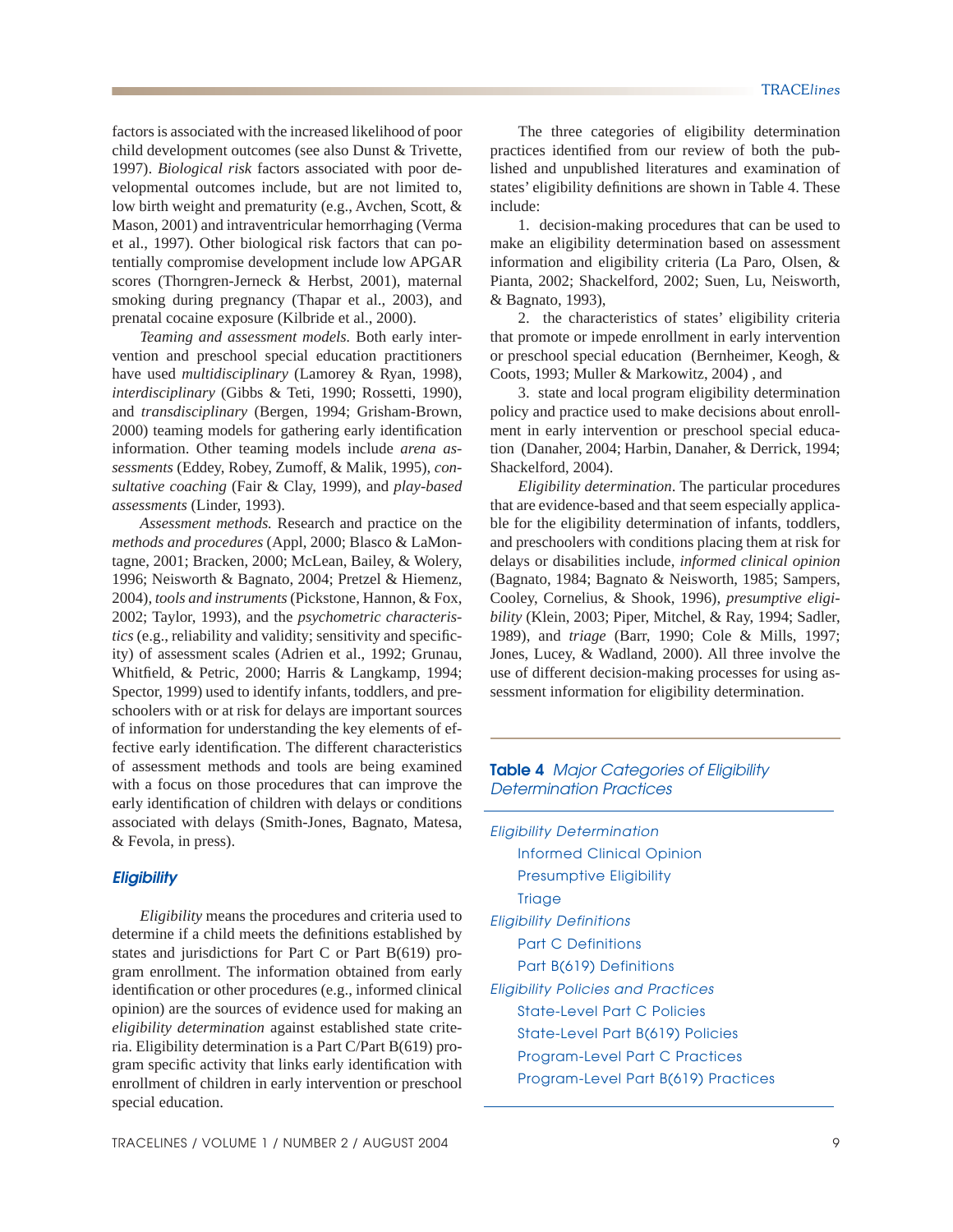factors is associated with the increased likelihood of poor child development outcomes (see also Dunst & Trivette, 1997). *Biological risk* factors associated with poor developmental outcomes include, but are not limited to, low birth weight and prematurity (e.g., Avchen, Scott, & Mason, 2001) and intraventricular hemorrhaging (Verma et al., 1997). Other biological risk factors that can potentially compromise development include low APGAR scores (Thorngren-Jerneck & Herbst, 2001), maternal smoking during pregnancy (Thapar et al., 2003), and prenatal cocaine exposure (Kilbride et al., 2000).

*Teaming and assessment models.* Both early intervention and preschool special education practitioners have used *multidisciplinary* (Lamorey & Ryan, 1998), *interdisciplinary* (Gibbs & Teti, 1990; Rossetti, 1990), and *transdisciplinary* (Bergen, 1994; Grisham-Brown, 2000) teaming models for gathering early identification information. Other teaming models include *arena assessments* (Eddey, Robey, Zumoff, & Malik, 1995), *consultative coaching* (Fair & Clay, 1999), and *play-based assessments* (Linder, 1993).

*Assessment methods.* Research and practice on the *methods and procedures* (Appl, 2000; Blasco & LaMontagne, 2001; Bracken, 2000; McLean, Bailey, & Wolery, 1996; Neisworth & Bagnato, 2004; Pretzel & Hiemenz, 2004), *tools and instruments* (Pickstone, Hannon, & Fox, 2002; Taylor, 1993), and the *psychometric characteristics* (e.g., reliability and validity; sensitivity and specificity) of assessment scales (Adrien et al., 1992; Grunau, Whitfield, & Petric, 2000; Harris & Langkamp, 1994; Spector, 1999) used to identify infants, toddlers, and preschoolers with or at risk for delays are important sources of information for understanding the key elements of effective early identification. The different characteristics of assessment methods and tools are being examined with a focus on those procedures that can improve the early identification of children with delays or conditions associated with delays (Smith-Jones, Bagnato, Matesa, & Fevola, in press).

## *Eligibility*

*Eligibility* means the procedures and criteria used to determine if a child meets the definitions established by states and jurisdictions for Part C or Part B(619) program enrollment. The information obtained from early identification or other procedures (e.g., informed clinical opinion) are the sources of evidence used for making an *eligibility determination* against established state criteria. Eligibility determination is a Part C/Part B(619) program specific activity that links early identification with enrollment of children in early intervention or preschool special education.

The three categories of eligibility determination practices identified from our review of both the published and unpublished literatures and examination of states' eligibility definitions are shown in Table 4. These include:

1. decision-making procedures that can be used to make an eligibility determination based on assessment information and eligibility criteria (La Paro, Olsen, & Pianta, 2002; Shackelford, 2002; Suen, Lu, Neisworth, & Bagnato, 1993),
2. the characteristics of states' eligibility criteria that promote or impede enrollment in early intervention or preschool special education (Bernheimer, Keogh, & Coots, 1993; Muller & Markowitz, 2004) , and
3. state and local program eligibility determination policy and practice used to make decisions about enrollment in early intervention or preschool special education (Danaher, 2004; Harbin, Danaher, & Derrick, 1994; Shackelford, 2004).

*Eligibility determination*. The particular procedures that are evidence-based and that seem especially applicable for the eligibility determination of infants, toddlers, and preschoolers with conditions placing them at risk for delays or disabilities include, *informed clinical opinion* (Bagnato, 1984; Bagnato & Neisworth, 1985; Sampers, Cooley, Cornelius, & Shook, 1996), *presumptive eligibility* (Klein, 2003; Piper, Mitchel, & Ray, 1994; Sadler, 1989), and *triage* (Barr, 1990; Cole & Mills, 1997; Jones, Lucey, & Wadland, 2000). All three involve the use of different decision-making processes for using assessment information for eligibility determination.

**Table 4** *Major Categories of Eligibility Determination Practices*

- *Eligibility Determination*
  - Informed Clinical Opinion
  - Presumptive Eligibility
  - Triage
- *Eligibility Definitions*
  - Part C Definitions
  - Part B(619) Definitions
- *Eligibility Policies and Practices*
  - State-Level Part C Policies
  - State-Level Part B(619) Policies
  - Program-Level Part C Practices
  - Program-Level Part B(619) Practices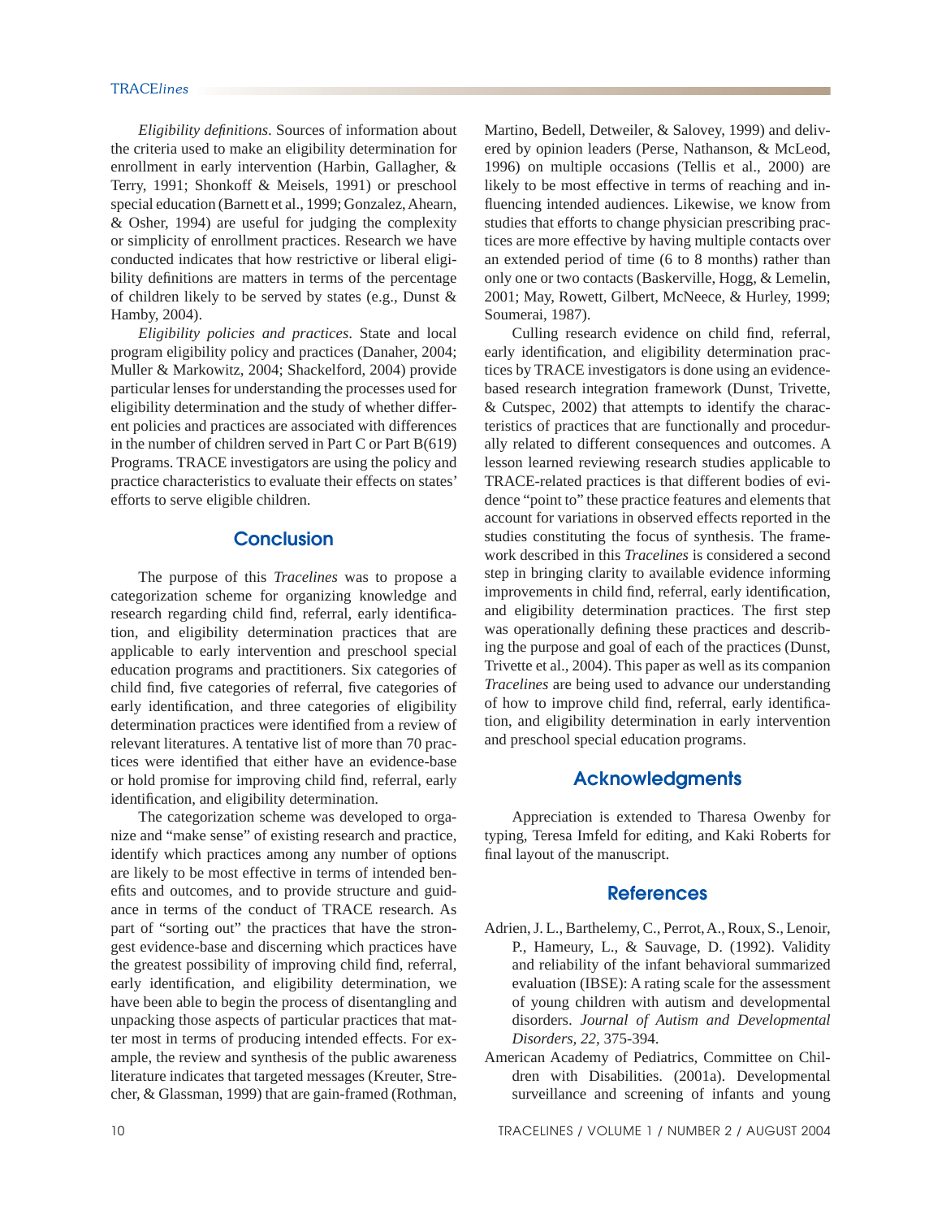*Eligibility definitions*. Sources of information about the criteria used to make an eligibility determination for enrollment in early intervention (Harbin, Gallagher, & Terry, 1991; Shonkoff & Meisels, 1991) or preschool special education (Barnett et al., 1999; Gonzalez, Ahearn, & Osher, 1994) are useful for judging the complexity or simplicity of enrollment practices. Research we have conducted indicates that how restrictive or liberal eligibility definitions are matters in terms of the percentage of children likely to be served by states (e.g., Dunst & Hamby, 2004).

*Eligibility policies and practices*. State and local program eligibility policy and practices (Danaher, 2004; Muller & Markowitz, 2004; Shackelford, 2004) provide particular lenses for understanding the processes used for eligibility determination and the study of whether different policies and practices are associated with differences in the number of children served in Part C or Part B(619) Programs. TRACE investigators are using the policy and practice characteristics to evaluate their effects on states' efforts to serve eligible children.

## Conclusion

The purpose of this *Tracelines* was to propose a categorization scheme for organizing knowledge and research regarding child find, referral, early identification, and eligibility determination practices that are applicable to early intervention and preschool special education programs and practitioners. Six categories of child find, five categories of referral, five categories of early identification, and three categories of eligibility determination practices were identified from a review of relevant literatures. A tentative list of more than 70 practices were identified that either have an evidence-base or hold promise for improving child find, referral, early identification, and eligibility determination.

The categorization scheme was developed to organize and "make sense" of existing research and practice, identify which practices among any number of options are likely to be most effective in terms of intended benefits and outcomes, and to provide structure and guidance in terms of the conduct of TRACE research. As part of "sorting out" the practices that have the strongest evidence-base and discerning which practices have the greatest possibility of improving child find, referral, early identification, and eligibility determination, we have been able to begin the process of disentangling and unpacking those aspects of particular practices that matter most in terms of producing intended effects. For example, the review and synthesis of the public awareness literature indicates that targeted messages (Kreuter, Strecher, & Glassman, 1999) that are gain-framed (Rothman, Martino, Bedell, Detweiler, & Salovey, 1999) and delivered by opinion leaders (Perse, Nathanson, & McLeod, 1996) on multiple occasions (Tellis et al., 2000) are likely to be most effective in terms of reaching and influencing intended audiences. Likewise, we know from studies that efforts to change physician prescribing practices are more effective by having multiple contacts over an extended period of time (6 to 8 months) rather than only one or two contacts (Baskerville, Hogg, & Lemelin, 2001; May, Rowett, Gilbert, McNeece, & Hurley, 1999; Soumerai, 1987).

Culling research evidence on child find, referral, early identification, and eligibility determination practices by TRACE investigators is done using an evidence-based research integration framework (Dunst, Trivette, & Cutspec, 2002) that attempts to identify the characteristics of practices that are functionally and procedurally related to different consequences and outcomes. A lesson learned reviewing research studies applicable to TRACE-related practices is that different bodies of evidence "point to" these practice features and elements that account for variations in observed effects reported in the studies constituting the focus of synthesis. The framework described in this *Tracelines* is considered a second step in bringing clarity to available evidence informing improvements in child find, referral, early identification, and eligibility determination practices. The first step was operationally defining these practices and describing the purpose and goal of each of the practices (Dunst, Trivette et al., 2004). This paper as well as its companion *Tracelines* are being used to advance our understanding of how to improve child find, referral, early identification, and eligibility determination in early intervention and preschool special education programs.

## Acknowledgments

Appreciation is extended to Tharesa Owenby for typing, Teresa Imfeld for editing, and Kaki Roberts for final layout of the manuscript.

## References

Adrien, J. L., Barthelemy, C., Perrot, A., Roux, S., Lenoir, P., Hameury, L., & Sauvage, D. (1992). Validity and reliability of the infant behavioral summarized evaluation (IBSE): A rating scale for the assessment of young children with autism and developmental disorders. *Journal of Autism and Developmental Disorders, 22*, 375-394.

American Academy of Pediatrics, Committee on Children with Disabilities. (2001a). Developmental surveillance and screening of infants and young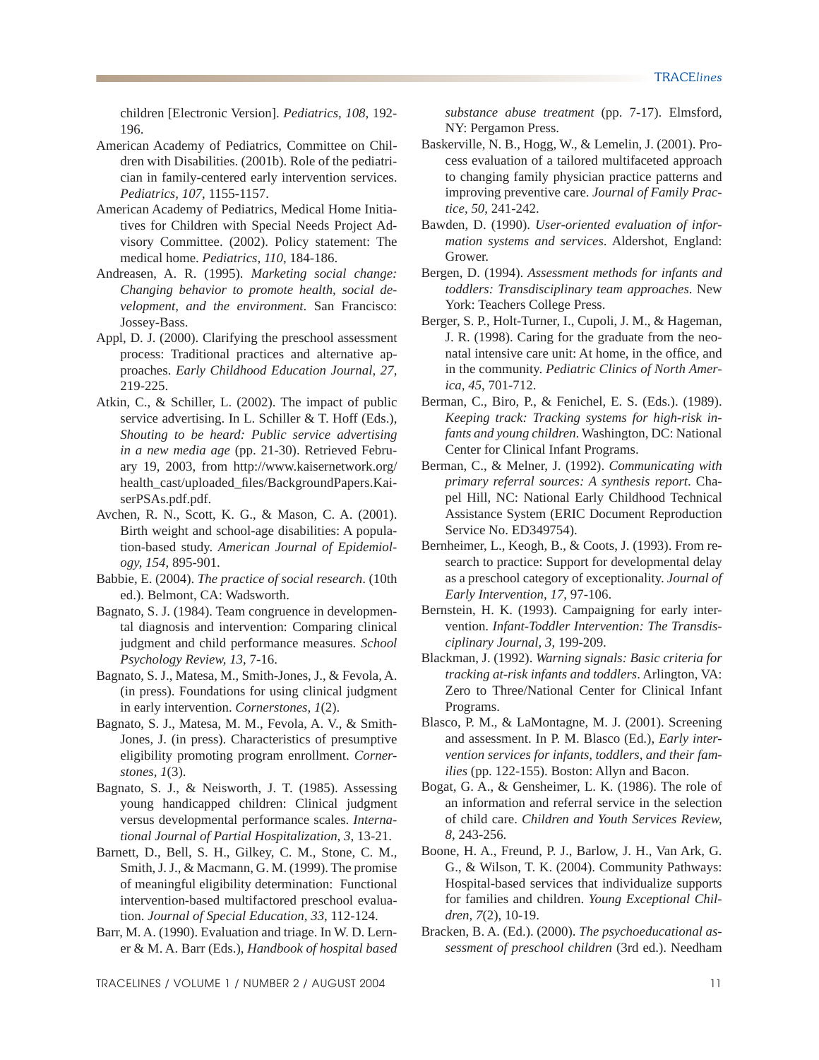children [Electronic Version]. *Pediatrics, 108*, 192-196.

American Academy of Pediatrics, Committee on Children with Disabilities. (2001b). Role of the pediatrician in family-centered early intervention services. *Pediatrics, 107*, 1155-1157.

American Academy of Pediatrics, Medical Home Initiatives for Children with Special Needs Project Advisory Committee. (2002). Policy statement: The medical home. *Pediatrics, 110*, 184-186.

Andreasen, A. R. (1995). *Marketing social change: Changing behavior to promote health, social development, and the environment*. San Francisco: Jossey-Bass.

Appl, D. J. (2000). Clarifying the preschool assessment process: Traditional practices and alternative approaches. *Early Childhood Education Journal, 27*, 219-225.

Atkin, C., & Schiller, L. (2002). The impact of public service advertising. In L. Schiller & T. Hoff (Eds.), *Shouting to be heard: Public service advertising in a new media age* (pp. 21-30). Retrieved February 19, 2003, from http://www.kaisernetwork.org/health_cast/uploaded_files/BackgroundPapers.KaiserPSAs.pdf.pdf.

Avchen, R. N., Scott, K. G., & Mason, C. A. (2001). Birth weight and school-age disabilities: A population-based study. *American Journal of Epidemiology, 154*, 895-901.

Babbie, E. (2004). *The practice of social research*. (10th ed.). Belmont, CA: Wadsworth.

Bagnato, S. J. (1984). Team congruence in developmental diagnosis and intervention: Comparing clinical judgment and child performance measures. *School Psychology Review, 13*, 7-16.

Bagnato, S. J., Matesa, M., Smith-Jones, J., & Fevola, A. (in press). Foundations for using clinical judgment in early intervention. *Cornerstones, 1*(2).

Bagnato, S. J., Matesa, M. M., Fevola, A. V., & Smith-Jones, J. (in press). Characteristics of presumptive eligibility promoting program enrollment. *Cornerstones, 1*(3).

Bagnato, S. J., & Neisworth, J. T. (1985). Assessing young handicapped children: Clinical judgment versus developmental performance scales. *International Journal of Partial Hospitalization, 3*, 13-21.

Barnett, D., Bell, S. H., Gilkey, C. M., Stone, C. M., Smith, J. J., & Macmann, G. M. (1999). The promise of meaningful eligibility determination: Functional intervention-based multifactored preschool evaluation. *Journal of Special Education, 33*, 112-124.

Barr, M. A. (1990). Evaluation and triage. In W. D. Lerner & M. A. Barr (Eds.), *Handbook of hospital based substance abuse treatment* (pp. 7-17). Elmsford, NY: Pergamon Press.

Baskerville, N. B., Hogg, W., & Lemelin, J. (2001). Process evaluation of a tailored multifaceted approach to changing family physician practice patterns and improving preventive care. *Journal of Family Practice, 50*, 241-242.

Bawden, D. (1990). *User-oriented evaluation of information systems and services*. Aldershot, England: Grower.

Bergen, D. (1994). *Assessment methods for infants and toddlers: Transdisciplinary team approaches*. New York: Teachers College Press.

Berger, S. P., Holt-Turner, I., Cupoli, J. M., & Hageman, J. R. (1998). Caring for the graduate from the neonatal intensive care unit: At home, in the office, and in the community. *Pediatric Clinics of North America, 45*, 701-712.

Berman, C., Biro, P., & Fenichel, E. S. (Eds.). (1989). *Keeping track: Tracking systems for high-risk infants and young children*. Washington, DC: National Center for Clinical Infant Programs.

Berman, C., & Melner, J. (1992). *Communicating with primary referral sources: A synthesis report*. Chapel Hill, NC: National Early Childhood Technical Assistance System (ERIC Document Reproduction Service No. ED349754).

Bernheimer, L., Keogh, B., & Coots, J. (1993). From research to practice: Support for developmental delay as a preschool category of exceptionality. *Journal of Early Intervention, 17*, 97-106.

Bernstein, H. K. (1993). Campaigning for early intervention. *Infant-Toddler Intervention: The Transdisciplinary Journal, 3*, 199-209.

Blackman, J. (1992). *Warning signals: Basic criteria for tracking at-risk infants and toddlers*. Arlington, VA: Zero to Three/National Center for Clinical Infant Programs.

Blasco, P. M., & LaMontagne, M. J. (2001). Screening and assessment. In P. M. Blasco (Ed.), *Early intervention services for infants, toddlers, and their families* (pp. 122-155). Boston: Allyn and Bacon.

Bogat, G. A., & Gensheimer, L. K. (1986). The role of an information and referral service in the selection of child care. *Children and Youth Services Review, 8*, 243-256.

Boone, H. A., Freund, P. J., Barlow, J. H., Van Ark, G. G., & Wilson, T. K. (2004). Community Pathways: Hospital-based services that individualize supports for families and children. *Young Exceptional Children, 7*(2), 10-19.

Bracken, B. A. (Ed.). (2000). *The psychoeducational assessment of preschool children* (3rd ed.). Needham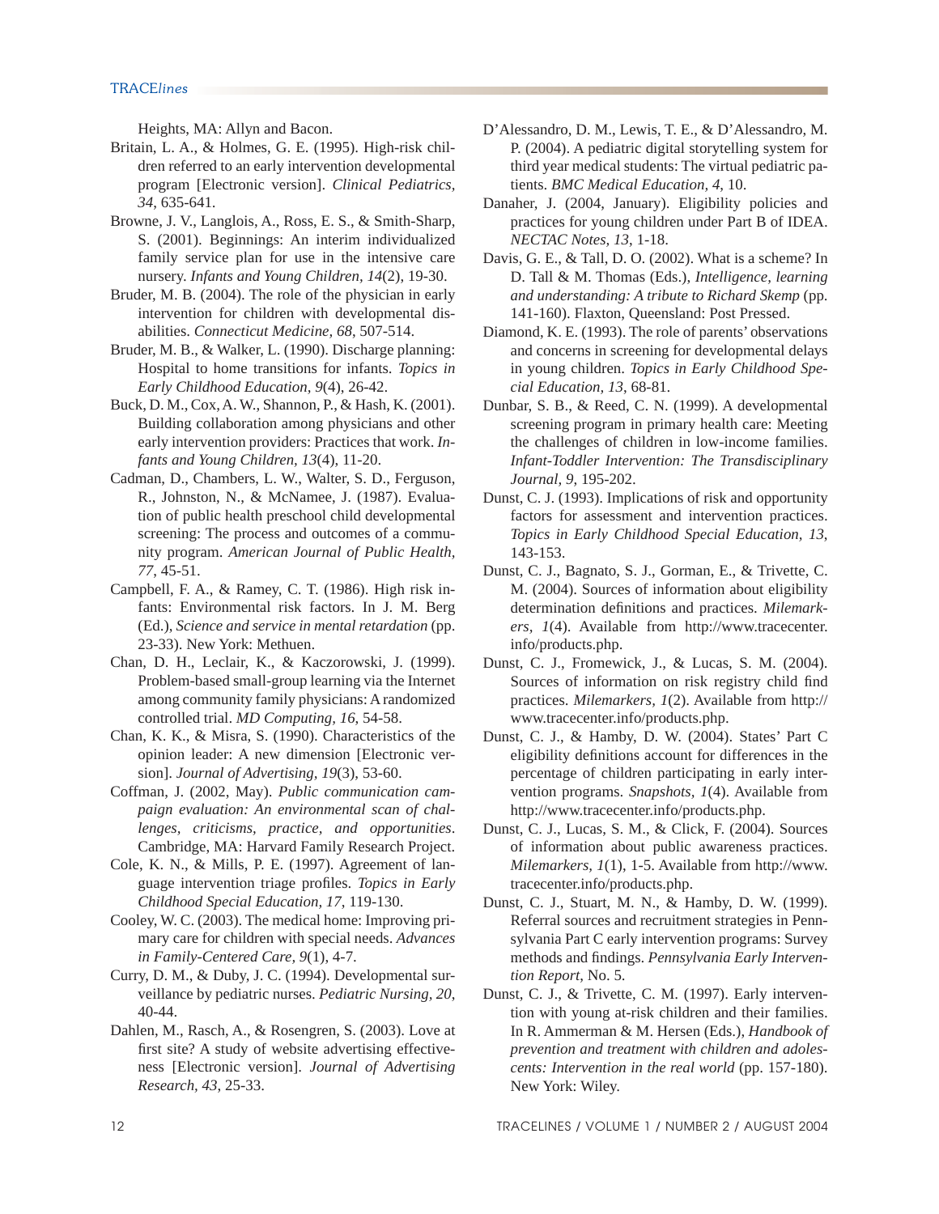Heights, MA: Allyn and Bacon.

Britain, L. A., & Holmes, G. E. (1995). High-risk children referred to an early intervention developmental program [Electronic version]. *Clinical Pediatrics, 34*, 635-641.

Browne, J. V., Langlois, A., Ross, E. S., & Smith-Sharp, S. (2001). Beginnings: An interim individualized family service plan for use in the intensive care nursery. *Infants and Young Children, 14*(2), 19-30.

Bruder, M. B. (2004). The role of the physician in early intervention for children with developmental disabilities. *Connecticut Medicine, 68*, 507-514.

Bruder, M. B., & Walker, L. (1990). Discharge planning: Hospital to home transitions for infants. *Topics in Early Childhood Education, 9*(4), 26-42.

Buck, D. M., Cox, A. W., Shannon, P., & Hash, K. (2001). Building collaboration among physicians and other early intervention providers: Practices that work. *Infants and Young Children, 13*(4), 11-20.

Cadman, D., Chambers, L. W., Walter, S. D., Ferguson, R., Johnston, N., & McNamee, J. (1987). Evaluation of public health preschool child developmental screening: The process and outcomes of a community program. *American Journal of Public Health, 77*, 45-51.

Campbell, F. A., & Ramey, C. T. (1986). High risk infants: Environmental risk factors. In J. M. Berg (Ed.), *Science and service in mental retardation* (pp. 23-33). New York: Methuen.

Chan, D. H., Leclair, K., & Kaczorowski, J. (1999). Problem-based small-group learning via the Internet among community family physicians: A randomized controlled trial. *MD Computing, 16*, 54-58.

Chan, K. K., & Misra, S. (1990). Characteristics of the opinion leader: A new dimension [Electronic version]. *Journal of Advertising, 19*(3), 53-60.

Coffman, J. (2002, May). *Public communication campaign evaluation: An environmental scan of challenges, criticisms, practice, and opportunities*. Cambridge, MA: Harvard Family Research Project.

Cole, K. N., & Mills, P. E. (1997). Agreement of language intervention triage profiles. *Topics in Early Childhood Special Education, 17*, 119-130.

Cooley, W. C. (2003). The medical home: Improving primary care for children with special needs. *Advances in Family-Centered Care, 9*(1), 4-7.

Curry, D. M., & Duby, J. C. (1994). Developmental surveillance by pediatric nurses. *Pediatric Nursing, 20*, 40-44.

Dahlen, M., Rasch, A., & Rosengren, S. (2003). Love at first site? A study of website advertising effectiveness [Electronic version]. *Journal of Advertising Research, 43*, 25-33.

D'Alessandro, D. M., Lewis, T. E., & D'Alessandro, M. P. (2004). A pediatric digital storytelling system for third year medical students: The virtual pediatric patients. *BMC Medical Education, 4*, 10.

Danaher, J. (2004, January). Eligibility policies and practices for young children under Part B of IDEA. *NECTAC Notes, 13*, 1-18.

Davis, G. E., & Tall, D. O. (2002). What is a scheme? In D. Tall & M. Thomas (Eds.), *Intelligence, learning and understanding: A tribute to Richard Skemp* (pp. 141-160). Flaxton, Queensland: Post Pressed.

Diamond, K. E. (1993). The role of parents' observations and concerns in screening for developmental delays in young children. *Topics in Early Childhood Special Education, 13*, 68-81.

Dunbar, S. B., & Reed, C. N. (1999). A developmental screening program in primary health care: Meeting the challenges of children in low-income families. *Infant-Toddler Intervention: The Transdisciplinary Journal, 9*, 195-202.

Dunst, C. J. (1993). Implications of risk and opportunity factors for assessment and intervention practices. *Topics in Early Childhood Special Education, 13*, 143-153.

Dunst, C. J., Bagnato, S. J., Gorman, E., & Trivette, C. M. (2004). Sources of information about eligibility determination definitions and practices. *Milemarkers, 1*(4). Available from http://www.tracecenter.info/products.php.

Dunst, C. J., Fromewick, J., & Lucas, S. M. (2004). Sources of information on risk registry child find practices. *Milemarkers, 1*(2). Available from http://www.tracecenter.info/products.php.

Dunst, C. J., & Hamby, D. W. (2004). States' Part C eligibility definitions account for differences in the percentage of children participating in early intervention programs. *Snapshots, 1*(4). Available from http://www.tracecenter.info/products.php.

Dunst, C. J., Lucas, S. M., & Click, F. (2004). Sources of information about public awareness practices. *Milemarkers, 1*(1), 1-5. Available from http://www.tracecenter.info/products.php.

Dunst, C. J., Stuart, M. N., & Hamby, D. W. (1999). Referral sources and recruitment strategies in Pennsylvania Part C early intervention programs: Survey methods and findings. *Pennsylvania Early Intervention Report*, No. 5.

Dunst, C. J., & Trivette, C. M. (1997). Early intervention with young at-risk children and their families. In R. Ammerman & M. Hersen (Eds.), *Handbook of prevention and treatment with children and adolescents: Intervention in the real world* (pp. 157-180). New York: Wiley.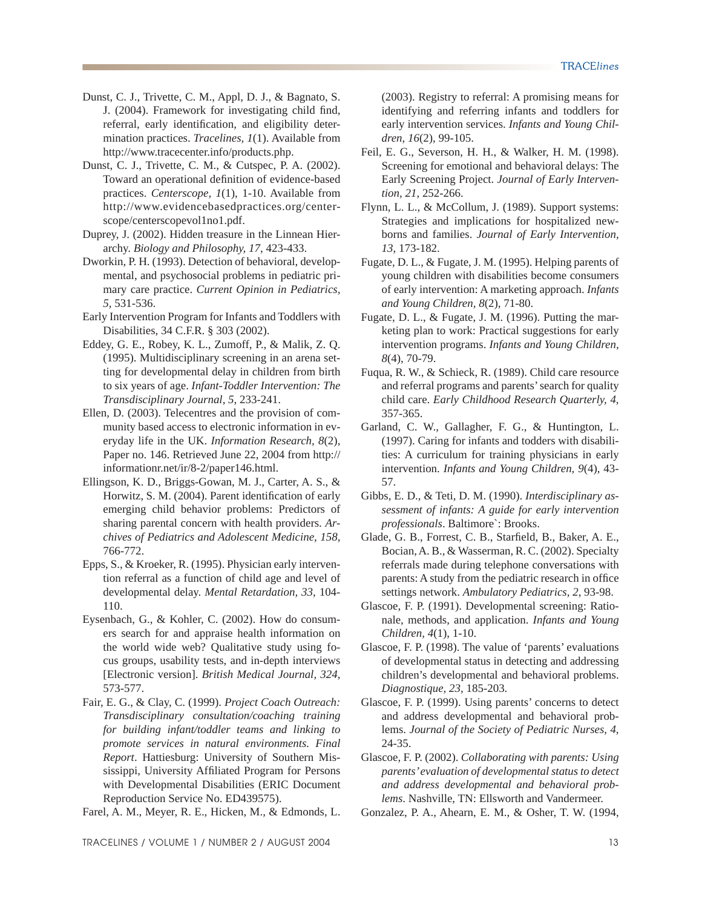Dunst, C. J., Trivette, C. M., Appl, D. J., & Bagnato, S. J. (2004). Framework for investigating child find, referral, early identification, and eligibility determination practices. *Tracelines, 1*(1). Available from http://www.tracecenter.info/products.php.

Dunst, C. J., Trivette, C. M., & Cutspec, P. A. (2002). Toward an operational definition of evidence-based practices. *Centerscope, 1*(1), 1-10. Available from http://www.evidencebasedpractices.org/centerscope/centerscopevol1no1.pdf.

Duprey, J. (2002). Hidden treasure in the Linnean Hierarchy. *Biology and Philosophy, 17*, 423-433.

Dworkin, P. H. (1993). Detection of behavioral, developmental, and psychosocial problems in pediatric primary care practice. *Current Opinion in Pediatrics, 5*, 531-536.

Early Intervention Program for Infants and Toddlers with Disabilities, 34 C.F.R. § 303 (2002).

Eddey, G. E., Robey, K. L., Zumoff, P., & Malik, Z. Q. (1995). Multidisciplinary screening in an arena setting for developmental delay in children from birth to six years of age. *Infant-Toddler Intervention: The Transdisciplinary Journal, 5*, 233-241.

Ellen, D. (2003). Telecentres and the provision of community based access to electronic information in everyday life in the UK. *Information Research, 8*(2), Paper no. 146. Retrieved June 22, 2004 from http://informationr.net/ir/8-2/paper146.html.

Ellingson, K. D., Briggs-Gowan, M. J., Carter, A. S., & Horwitz, S. M. (2004). Parent identification of early emerging child behavior problems: Predictors of sharing parental concern with health providers. *Archives of Pediatrics and Adolescent Medicine, 158*, 766-772.

Epps, S., & Kroeker, R. (1995). Physician early intervention referral as a function of child age and level of developmental delay. *Mental Retardation, 33*, 104-110.

Eysenbach, G., & Kohler, C. (2002). How do consumers search for and appraise health information on the world wide web? Qualitative study using focus groups, usability tests, and in-depth interviews [Electronic version]. *British Medical Journal, 324*, 573-577.

Fair, E. G., & Clay, C. (1999). *Project Coach Outreach: Transdisciplinary consultation/coaching training for building infant/toddler teams and linking to promote services in natural environments. Final Report*. Hattiesburg: University of Southern Mississippi, University Affiliated Program for Persons with Developmental Disabilities (ERIC Document Reproduction Service No. ED439575).

Farel, A. M., Meyer, R. E., Hicken, M., & Edmonds, L. (2003). Registry to referral: A promising means for identifying and referring infants and toddlers for early intervention services. *Infants and Young Children, 16*(2), 99-105.

Feil, E. G., Severson, H. H., & Walker, H. M. (1998). Screening for emotional and behavioral delays: The Early Screening Project. *Journal of Early Intervention, 21*, 252-266.

Flynn, L. L., & McCollum, J. (1989). Support systems: Strategies and implications for hospitalized newborns and families. *Journal of Early Intervention, 13*, 173-182.

Fugate, D. L., & Fugate, J. M. (1995). Helping parents of young children with disabilities become consumers of early intervention: A marketing approach. *Infants and Young Children, 8*(2), 71-80.

Fugate, D. L., & Fugate, J. M. (1996). Putting the marketing plan to work: Practical suggestions for early intervention programs. *Infants and Young Children, 8*(4), 70-79.

Fuqua, R. W., & Schieck, R. (1989). Child care resource and referral programs and parents' search for quality child care. *Early Childhood Research Quarterly, 4*, 357-365.

Garland, C. W., Gallagher, F. G., & Huntington, L. (1997). Caring for infants and todders with disabilities: A curriculum for training physicians in early intervention. *Infants and Young Children, 9*(4), 43-57.

Gibbs, E. D., & Teti, D. M. (1990). *Interdisciplinary assessment of infants: A guide for early intervention professionals*. Baltimore`: Brooks.

Glade, G. B., Forrest, C. B., Starfield, B., Baker, A. E., Bocian, A. B., & Wasserman, R. C. (2002). Specialty referrals made during telephone conversations with parents: A study from the pediatric research in office settings network. *Ambulatory Pediatrics, 2*, 93-98.

Glascoe, F. P. (1991). Developmental screening: Rationale, methods, and application. *Infants and Young Children, 4*(1), 1-10.

Glascoe, F. P. (1998). The value of 'parents' evaluations of developmental status in detecting and addressing children's developmental and behavioral problems. *Diagnostique, 23*, 185-203.

Glascoe, F. P. (1999). Using parents' concerns to detect and address developmental and behavioral problems. *Journal of the Society of Pediatric Nurses, 4*, 24-35.

Glascoe, F. P. (2002). *Collaborating with parents: Using parents' evaluation of developmental status to detect and address developmental and behavioral problems*. Nashville, TN: Ellsworth and Vandermeer.

Gonzalez, P. A., Ahearn, E. M., & Osher, T. W. (1994,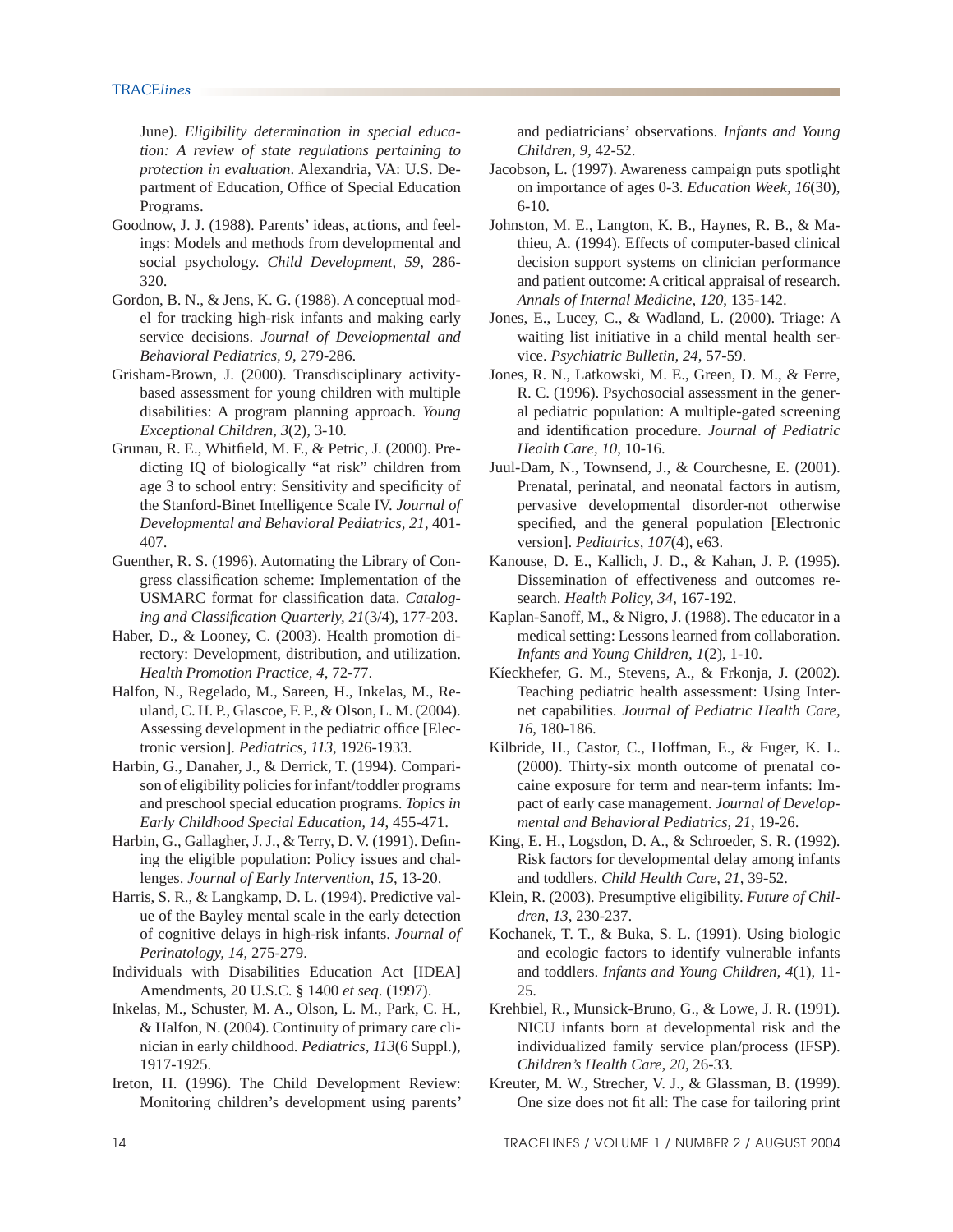June). *Eligibility determination in special education: A review of state regulations pertaining to protection in evaluation*. Alexandria, VA: U.S. Department of Education, Office of Special Education Programs.

Goodnow, J. J. (1988). Parents' ideas, actions, and feelings: Models and methods from developmental and social psychology. *Child Development, 59*, 286-320.

Gordon, B. N., & Jens, K. G. (1988). A conceptual model for tracking high-risk infants and making early service decisions. *Journal of Developmental and Behavioral Pediatrics, 9*, 279-286.

Grisham-Brown, J. (2000). Transdisciplinary activity-based assessment for young children with multiple disabilities: A program planning approach. *Young Exceptional Children, 3*(2), 3-10.

Grunau, R. E., Whitfield, M. F., & Petric, J. (2000). Predicting IQ of biologically "at risk" children from age 3 to school entry: Sensitivity and specificity of the Stanford-Binet Intelligence Scale IV. *Journal of Developmental and Behavioral Pediatrics, 21*, 401-407.

Guenther, R. S. (1996). Automating the Library of Congress classification scheme: Implementation of the USMARC format for classification data. *Cataloging and Classification Quarterly, 21*(3/4), 177-203.

Haber, D., & Looney, C. (2003). Health promotion directory: Development, distribution, and utilization. *Health Promotion Practice, 4*, 72-77.

Halfon, N., Regelado, M., Sareen, H., Inkelas, M., Reuland, C. H. P., Glascoe, F. P., & Olson, L. M. (2004). Assessing development in the pediatric office [Electronic version]. *Pediatrics, 113*, 1926-1933.

Harbin, G., Danaher, J., & Derrick, T. (1994). Comparison of eligibility policies for infant/toddler programs and preschool special education programs. *Topics in Early Childhood Special Education, 14*, 455-471.

Harbin, G., Gallagher, J. J., & Terry, D. V. (1991). Defining the eligible population: Policy issues and challenges. *Journal of Early Intervention, 15*, 13-20.

Harris, S. R., & Langkamp, D. L. (1994). Predictive value of the Bayley mental scale in the early detection of cognitive delays in high-risk infants. *Journal of Perinatology, 14*, 275-279.

Individuals with Disabilities Education Act [IDEA] Amendments, 20 U.S.C. § 1400 *et seq*. (1997).

Inkelas, M., Schuster, M. A., Olson, L. M., Park, C. H., & Halfon, N. (2004). Continuity of primary care clinician in early childhood. *Pediatrics, 113*(6 Suppl.), 1917-1925.

Ireton, H. (1996). The Child Development Review: Monitoring children's development using parents' and pediatricians' observations. *Infants and Young Children, 9*, 42-52.

Jacobson, L. (1997). Awareness campaign puts spotlight on importance of ages 0-3. *Education Week, 16*(30), 6-10.

Johnston, M. E., Langton, K. B., Haynes, R. B., & Mathieu, A. (1994). Effects of computer-based clinical decision support systems on clinician performance and patient outcome: A critical appraisal of research. *Annals of Internal Medicine, 120*, 135-142.

Jones, E., Lucey, C., & Wadland, L. (2000). Triage: A waiting list initiative in a child mental health service. *Psychiatric Bulletin, 24*, 57-59.

Jones, R. N., Latkowski, M. E., Green, D. M., & Ferre, R. C. (1996). Psychosocial assessment in the general pediatric population: A multiple-gated screening and identification procedure. *Journal of Pediatric Health Care, 10*, 10-16.

Juul-Dam, N., Townsend, J., & Courchesne, E. (2001). Prenatal, perinatal, and neonatal factors in autism, pervasive developmental disorder-not otherwise specified, and the general population [Electronic version]. *Pediatrics, 107*(4), e63.

Kanouse, D. E., Kallich, J. D., & Kahan, J. P. (1995). Dissemination of effectiveness and outcomes research. *Health Policy, 34*, 167-192.

Kaplan-Sanoff, M., & Nigro, J. (1988). The educator in a medical setting: Lessons learned from collaboration. *Infants and Young Children, 1*(2), 1-10.

Kíeckhefer, G. M., Stevens, A., & Frkonja, J. (2002). Teaching pediatric health assessment: Using Internet capabilities. *Journal of Pediatric Health Care, 16*, 180-186.

Kilbride, H., Castor, C., Hoffman, E., & Fuger, K. L. (2000). Thirty-six month outcome of prenatal cocaine exposure for term and near-term infants: Impact of early case management. *Journal of Developmental and Behavioral Pediatrics, 21*, 19-26.

King, E. H., Logsdon, D. A., & Schroeder, S. R. (1992). Risk factors for developmental delay among infants and toddlers. *Child Health Care, 21*, 39-52.

Klein, R. (2003). Presumptive eligibility. *Future of Children, 13*, 230-237.

Kochanek, T. T., & Buka, S. L. (1991). Using biologic and ecologic factors to identify vulnerable infants and toddlers. *Infants and Young Children, 4*(1), 11-25.

Krehbiel, R., Munsick-Bruno, G., & Lowe, J. R. (1991). NICU infants born at developmental risk and the individualized family service plan/process (IFSP). *Children's Health Care, 20*, 26-33.

Kreuter, M. W., Strecher, V. J., & Glassman, B. (1999). One size does not fit all: The case for tailoring print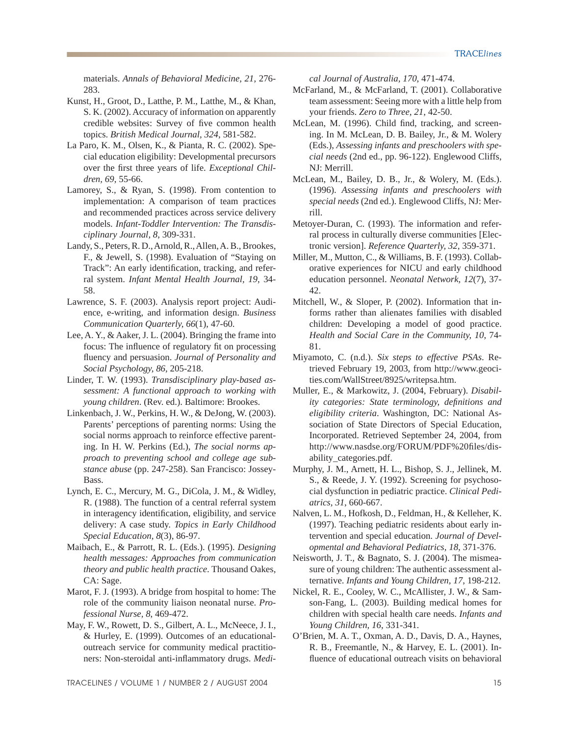materials. *Annals of Behavioral Medicine, 21*, 276-283.

Kunst, H., Groot, D., Latthe, P. M., Latthe, M., & Khan, S. K. (2002). Accuracy of information on apparently credible websites: Survey of five common health topics. *British Medical Journal, 324*, 581-582.

La Paro, K. M., Olsen, K., & Pianta, R. C. (2002). Special education eligibility: Developmental precursors over the first three years of life. *Exceptional Children, 69*, 55-66.

Lamorey, S., & Ryan, S. (1998). From contention to implementation: A comparison of team practices and recommended practices across service delivery models. *Infant-Toddler Intervention: The Transdisciplinary Journal, 8*, 309-331.

Landy, S., Peters, R. D., Arnold, R., Allen, A. B., Brookes, F., & Jewell, S. (1998). Evaluation of "Staying on Track": An early identification, tracking, and referral system. *Infant Mental Health Journal, 19*, 34-58.

Lawrence, S. F. (2003). Analysis report project: Audience, e-writing, and information design. *Business Communication Quarterly, 66*(1), 47-60.

Lee, A. Y., & Aaker, J. L. (2004). Bringing the frame into focus: The influence of regulatory fit on processing fluency and persuasion. *Journal of Personality and Social Psychology, 86*, 205-218.

Linder, T. W. (1993). *Transdisciplinary play-based assessment: A functional approach to working with young children*. (Rev. ed.). Baltimore: Brookes.

Linkenbach, J. W., Perkins, H. W., & DeJong, W. (2003). Parents' perceptions of parenting norms: Using the social norms approach to reinforce effective parenting. In H. W. Perkins (Ed.), *The social norms approach to preventing school and college age substance abuse* (pp. 247-258). San Francisco: Jossey-Bass.

Lynch, E. C., Mercury, M. G., DiCola, J. M., & Widley, R. (1988). The function of a central referral system in interagency identification, eligibility, and service delivery: A case study. *Topics in Early Childhood Special Education, 8*(3), 86-97.

Maibach, E., & Parrott, R. L. (Eds.). (1995). *Designing health messages: Approaches from communication theory and public health practice*. Thousand Oakes, CA: Sage.

Marot, F. J. (1993). A bridge from hospital to home: The role of the community liaison neonatal nurse. *Professional Nurse, 8*, 469-472.

May, F. W., Rowett, D. S., Gilbert, A. L., McNeece, J. I., & Hurley, E. (1999). Outcomes of an educational-outreach service for community medical practitioners: Non-steroidal anti-inflammatory drugs. *Medical Journal of Australia, 170*, 471-474.

McFarland, M., & McFarland, T. (2001). Collaborative team assessment: Seeing more with a little help from your friends. *Zero to Three, 21*, 42-50.

McLean, M. (1996). Child find, tracking, and screening. In M. McLean, D. B. Bailey, Jr., & M. Wolery (Eds.), *Assessing infants and preschoolers with special needs* (2nd ed., pp. 96-122). Englewood Cliffs, NJ: Merrill.

McLean, M., Bailey, D. B., Jr., & Wolery, M. (Eds.). (1996). *Assessing infants and preschoolers with special needs* (2nd ed.). Englewood Cliffs, NJ: Merrill.

Metoyer-Duran, C. (1993). The information and referral process in culturally diverse communities [Electronic version]. *Reference Quarterly, 32*, 359-371.

Miller, M., Mutton, C., & Williams, B. F. (1993). Collaborative experiences for NICU and early childhood education personnel. *Neonatal Network, 12*(7), 37-42.

Mitchell, W., & Sloper, P. (2002). Information that informs rather than alienates families with disabled children: Developing a model of good practice. *Health and Social Care in the Community, 10*, 74-81.

Miyamoto, C. (n.d.). *Six steps to effective PSAs*. Retrieved February 19, 2003, from http://www.geocities.com/WallStreet/8925/writepsa.htm.

Muller, E., & Markowitz, J. (2004, February). *Disability categories: State terminology, definitions and eligibility criteria*. Washington, DC: National Association of State Directors of Special Education, Incorporated. Retrieved September 24, 2004, from http://www.nasdse.org/FORUM/PDF%20files/disability_categories.pdf.

Murphy, J. M., Arnett, H. L., Bishop, S. J., Jellinek, M. S., & Reede, J. Y. (1992). Screening for psychosocial dysfunction in pediatric practice. *Clinical Pediatrics, 31*, 660-667.

Nalven, L. M., Hofkosh, D., Feldman, H., & Kelleher, K. (1997). Teaching pediatric residents about early intervention and special education. *Journal of Developmental and Behavioral Pediatrics, 18*, 371-376.

Neisworth, J. T., & Bagnato, S. J. (2004). The mismeasure of young children: The authentic assessment alternative. *Infants and Young Children, 17*, 198-212.

Nickel, R. E., Cooley, W. C., McAllister, J. W., & Samson-Fang, L. (2003). Building medical homes for children with special health care needs. *Infants and Young Children, 16*, 331-341.

O'Brien, M. A. T., Oxman, A. D., Davis, D. A., Haynes, R. B., Freemantle, N., & Harvey, E. L. (2001). Influence of educational outreach visits on behavioral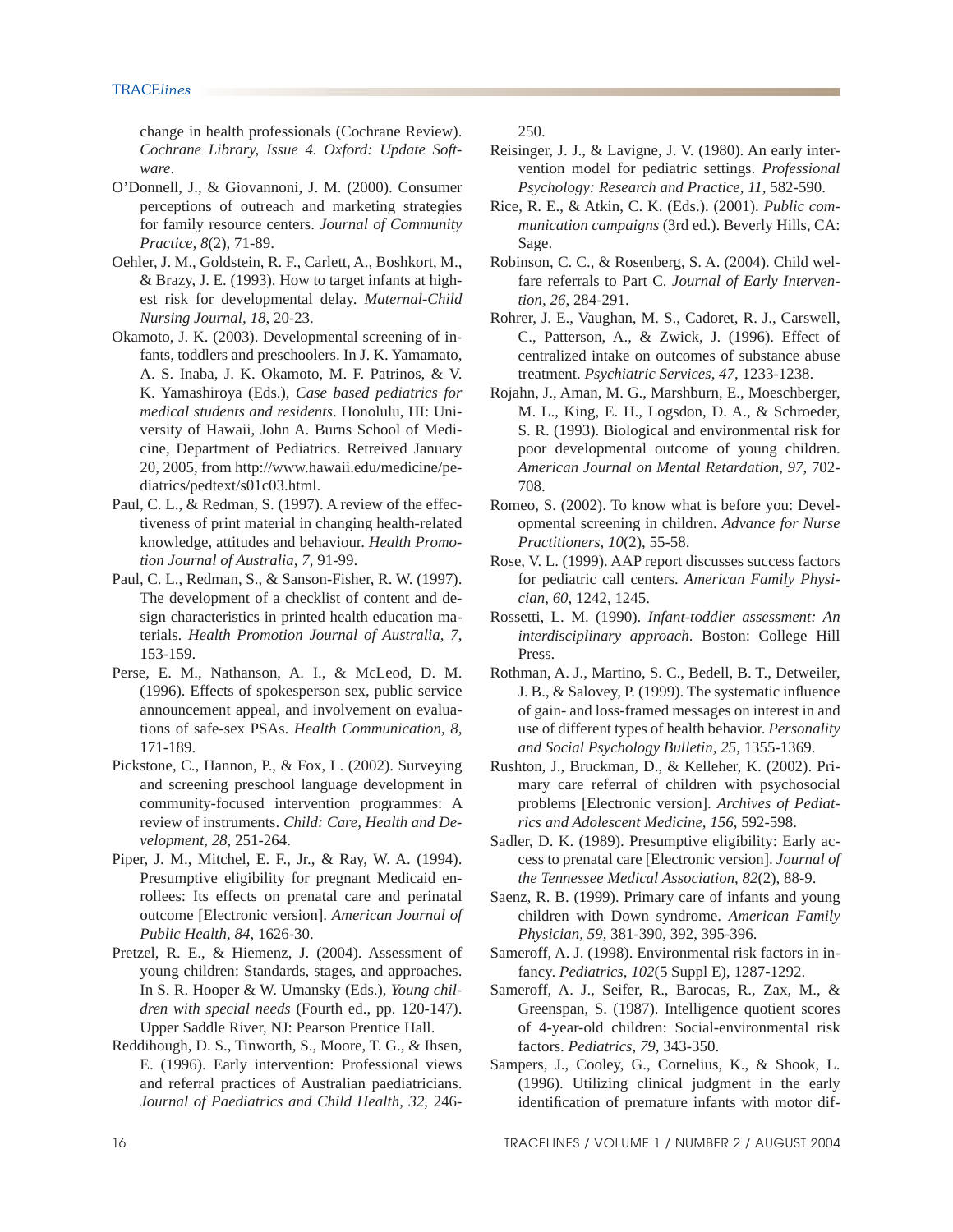change in health professionals (Cochrane Review). *Cochrane Library, Issue 4. Oxford: Update Software*.

O'Donnell, J., & Giovannoni, J. M. (2000). Consumer perceptions of outreach and marketing strategies for family resource centers. *Journal of Community Practice, 8*(2), 71-89.

Oehler, J. M., Goldstein, R. F., Carlett, A., Boshkort, M., & Brazy, J. E. (1993). How to target infants at highest risk for developmental delay. *Maternal-Child Nursing Journal, 18*, 20-23.

Okamoto, J. K. (2003). Developmental screening of infants, toddlers and preschoolers. In J. K. Yamamato, A. S. Inaba, J. K. Okamoto, M. F. Patrinos, & V. K. Yamashiroya (Eds.), *Case based pediatrics for medical students and residents*. Honolulu, HI: University of Hawaii, John A. Burns School of Medicine, Department of Pediatrics. Retreived January 20, 2005, from http://www.hawaii.edu/medicine/pediatrics/pedtext/s01c03.html.

Paul, C. L., & Redman, S. (1997). A review of the effectiveness of print material in changing health-related knowledge, attitudes and behaviour. *Health Promotion Journal of Australia, 7*, 91-99.

Paul, C. L., Redman, S., & Sanson-Fisher, R. W. (1997). The development of a checklist of content and design characteristics in printed health education materials. *Health Promotion Journal of Australia, 7*, 153-159.

Perse, E. M., Nathanson, A. I., & McLeod, D. M. (1996). Effects of spokesperson sex, public service announcement appeal, and involvement on evaluations of safe-sex PSAs. *Health Communication, 8*, 171-189.

Pickstone, C., Hannon, P., & Fox, L. (2002). Surveying and screening preschool language development in community-focused intervention programmes: A review of instruments. *Child: Care, Health and Development, 28*, 251-264.

Piper, J. M., Mitchel, E. F., Jr., & Ray, W. A. (1994). Presumptive eligibility for pregnant Medicaid enrollees: Its effects on prenatal care and perinatal outcome [Electronic version]. *American Journal of Public Health, 84*, 1626-30.

Pretzel, R. E., & Hiemenz, J. (2004). Assessment of young children: Standards, stages, and approaches. In S. R. Hooper & W. Umansky (Eds.), *Young children with special needs* (Fourth ed., pp. 120-147). Upper Saddle River, NJ: Pearson Prentice Hall.

Reddihough, D. S., Tinworth, S., Moore, T. G., & Ihsen, E. (1996). Early intervention: Professional views and referral practices of Australian paediatricians. *Journal of Paediatrics and Child Health, 32*, 246-250.

Reisinger, J. J., & Lavigne, J. V. (1980). An early intervention model for pediatric settings. *Professional Psychology: Research and Practice, 11*, 582-590.

Rice, R. E., & Atkin, C. K. (Eds.). (2001). *Public communication campaigns* (3rd ed.). Beverly Hills, CA: Sage.

Robinson, C. C., & Rosenberg, S. A. (2004). Child welfare referrals to Part C. *Journal of Early Intervention, 26*, 284-291.

Rohrer, J. E., Vaughan, M. S., Cadoret, R. J., Carswell, C., Patterson, A., & Zwick, J. (1996). Effect of centralized intake on outcomes of substance abuse treatment. *Psychiatric Services, 47*, 1233-1238.

Rojahn, J., Aman, M. G., Marshburn, E., Moeschberger, M. L., King, E. H., Logsdon, D. A., & Schroeder, S. R. (1993). Biological and environmental risk for poor developmental outcome of young children. *American Journal on Mental Retardation, 97*, 702-708.

Romeo, S. (2002). To know what is before you: Developmental screening in children. *Advance for Nurse Practitioners, 10*(2), 55-58.

Rose, V. L. (1999). AAP report discusses success factors for pediatric call centers. *American Family Physician, 60*, 1242, 1245.

Rossetti, L. M. (1990). *Infant-toddler assessment: An interdisciplinary approach*. Boston: College Hill Press.

Rothman, A. J., Martino, S. C., Bedell, B. T., Detweiler, J. B., & Salovey, P. (1999). The systematic influence of gain- and loss-framed messages on interest in and use of different types of health behavior. *Personality and Social Psychology Bulletin, 25*, 1355-1369.

Rushton, J., Bruckman, D., & Kelleher, K. (2002). Primary care referral of children with psychosocial problems [Electronic version]. *Archives of Pediatrics and Adolescent Medicine, 156*, 592-598.

Sadler, D. K. (1989). Presumptive eligibility: Early access to prenatal care [Electronic version]. *Journal of the Tennessee Medical Association, 82*(2), 88-9.

Saenz, R. B. (1999). Primary care of infants and young children with Down syndrome. *American Family Physician, 59*, 381-390, 392, 395-396.

Sameroff, A. J. (1998). Environmental risk factors in infancy. *Pediatrics, 102*(5 Suppl E), 1287-1292.

Sameroff, A. J., Seifer, R., Barocas, R., Zax, M., & Greenspan, S. (1987). Intelligence quotient scores of 4-year-old children: Social-environmental risk factors. *Pediatrics, 79*, 343-350.

Sampers, J., Cooley, G., Cornelius, K., & Shook, L. (1996). Utilizing clinical judgment in the early identification of premature infants with motor dif-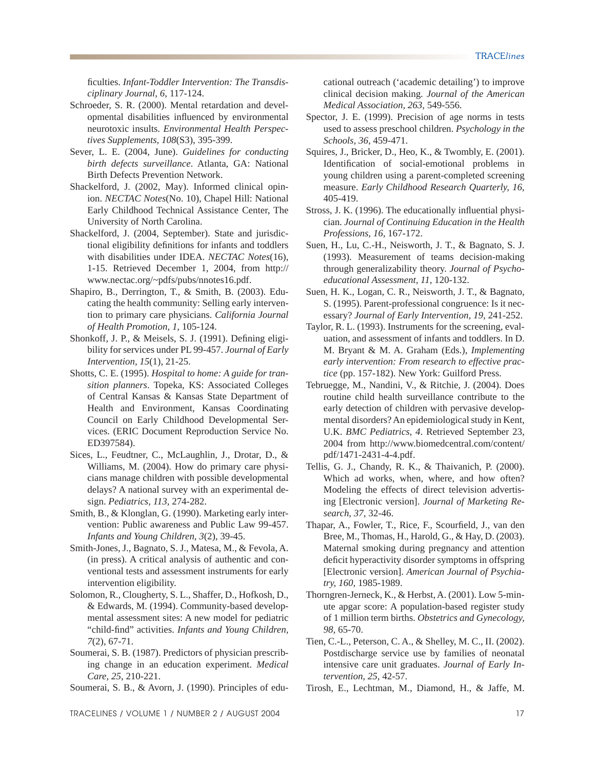ficulties. *Infant-Toddler Intervention: The Transdisciplinary Journal, 6*, 117-124.

Schroeder, S. R. (2000). Mental retardation and developmental disabilities influenced by environmental neurotoxic insults. *Environmental Health Perspectives Supplements, 108*(S3), 395-399.

Sever, L. E. (2004, June). *Guidelines for conducting birth defects surveillance*. Atlanta, GA: National Birth Defects Prevention Network.

Shackelford, J. (2002, May). Informed clinical opinion. *NECTAC Notes*(No. 10), Chapel Hill: National Early Childhood Technical Assistance Center, The University of North Carolina.

Shackelford, J. (2004, September). State and jurisdictional eligibility definitions for infants and toddlers with disabilities under IDEA. *NECTAC Notes*(16), 1-15. Retrieved December 1, 2004, from http://www.nectac.org/~pdfs/pubs/nnotes16.pdf.

Shapiro, B., Derrington, T., & Smith, B. (2003). Educating the health community: Selling early intervention to primary care physicians. *California Journal of Health Promotion, 1*, 105-124.

Shonkoff, J. P., & Meisels, S. J. (1991). Defining eligibility for services under PL 99-457. *Journal of Early Intervention, 15*(1), 21-25.

Shotts, C. E. (1995). *Hospital to home: A guide for transition planners*. Topeka, KS: Associated Colleges of Central Kansas & Kansas State Department of Health and Environment, Kansas Coordinating Council on Early Childhood Developmental Services. (ERIC Document Reproduction Service No. ED397584).

Sices, L., Feudtner, C., McLaughlin, J., Drotar, D., & Williams, M. (2004). How do primary care physicians manage children with possible developmental delays? A national survey with an experimental design. *Pediatrics, 113*, 274-282.

Smith, B., & Klonglan, G. (1990). Marketing early intervention: Public awareness and Public Law 99-457. *Infants and Young Children, 3*(2), 39-45.

Smith-Jones, J., Bagnato, S. J., Matesa, M., & Fevola, A. (in press). A critical analysis of authentic and conventional tests and assessment instruments for early intervention eligibility.

Solomon, R., Clougherty, S. L., Shaffer, D., Hofkosh, D., & Edwards, M. (1994). Community-based developmental assessment sites: A new model for pediatric "child-find" activities. *Infants and Young Children, 7*(2), 67-71.

Soumerai, S. B. (1987). Predictors of physician prescribing change in an education experiment. *Medical Care, 25*, 210-221.

Soumerai, S. B., & Avorn, J. (1990). Principles of educational outreach ('academic detailing') to improve clinical decision making. *Journal of the American Medical Association, 263*, 549-556.

Spector, J. E. (1999). Precision of age norms in tests used to assess preschool children. *Psychology in the Schools, 36*, 459-471.

Squires, J., Bricker, D., Heo, K., & Twombly, E. (2001). Identification of social-emotional problems in young children using a parent-completed screening measure. *Early Childhood Research Quarterly, 16*, 405-419.

Stross, J. K. (1996). The educationally influential physician. *Journal of Continuing Education in the Health Professions, 16*, 167-172.

Suen, H., Lu, C.-H., Neisworth, J. T., & Bagnato, S. J. (1993). Measurement of teams decision-making through generalizability theory. *Journal of Psychoeducational Assessment, 11*, 120-132.

Suen, H. K., Logan, C. R., Neisworth, J. T., & Bagnato, S. (1995). Parent-professional congruence: Is it necessary? *Journal of Early Intervention, 19*, 241-252.

Taylor, R. L. (1993). Instruments for the screening, evaluation, and assessment of infants and toddlers. In D. M. Bryant & M. A. Graham (Eds.), *Implementing early intervention: From research to effective practice* (pp. 157-182). New York: Guilford Press.

Tebruegge, M., Nandini, V., & Ritchie, J. (2004). Does routine child health surveillance contribute to the early detection of children with pervasive developmental disorders? An epidemiological study in Kent, U.K. *BMC Pediatrics, 4*. Retrieved September 23, 2004 from http://www.biomedcentral.com/content/pdf/1471-2431-4-4.pdf.

Tellis, G. J., Chandy, R. K., & Thaivanich, P. (2000). Which ad works, when, where, and how often? Modeling the effects of direct television advertising [Electronic version]. *Journal of Marketing Research, 37*, 32-46.

Thapar, A., Fowler, T., Rice, F., Scourfield, J., van den Bree, M., Thomas, H., Harold, G., & Hay, D. (2003). Maternal smoking during pregnancy and attention deficit hyperactivity disorder symptoms in offspring [Electronic version]. *American Journal of Psychiatry, 160*, 1985-1989.

Thorngren-Jerneck, K., & Herbst, A. (2001). Low 5-minute apgar score: A population-based register study of 1 million term births. *Obstetrics and Gynecology, 98*, 65-70.

Tien, C.-L., Peterson, C. A., & Shelley, M. C., II. (2002). Postdischarge service use by families of neonatal intensive care unit graduates. *Journal of Early Intervention, 25*, 42-57.

Tirosh, E., Lechtman, M., Diamond, H., & Jaffe, M.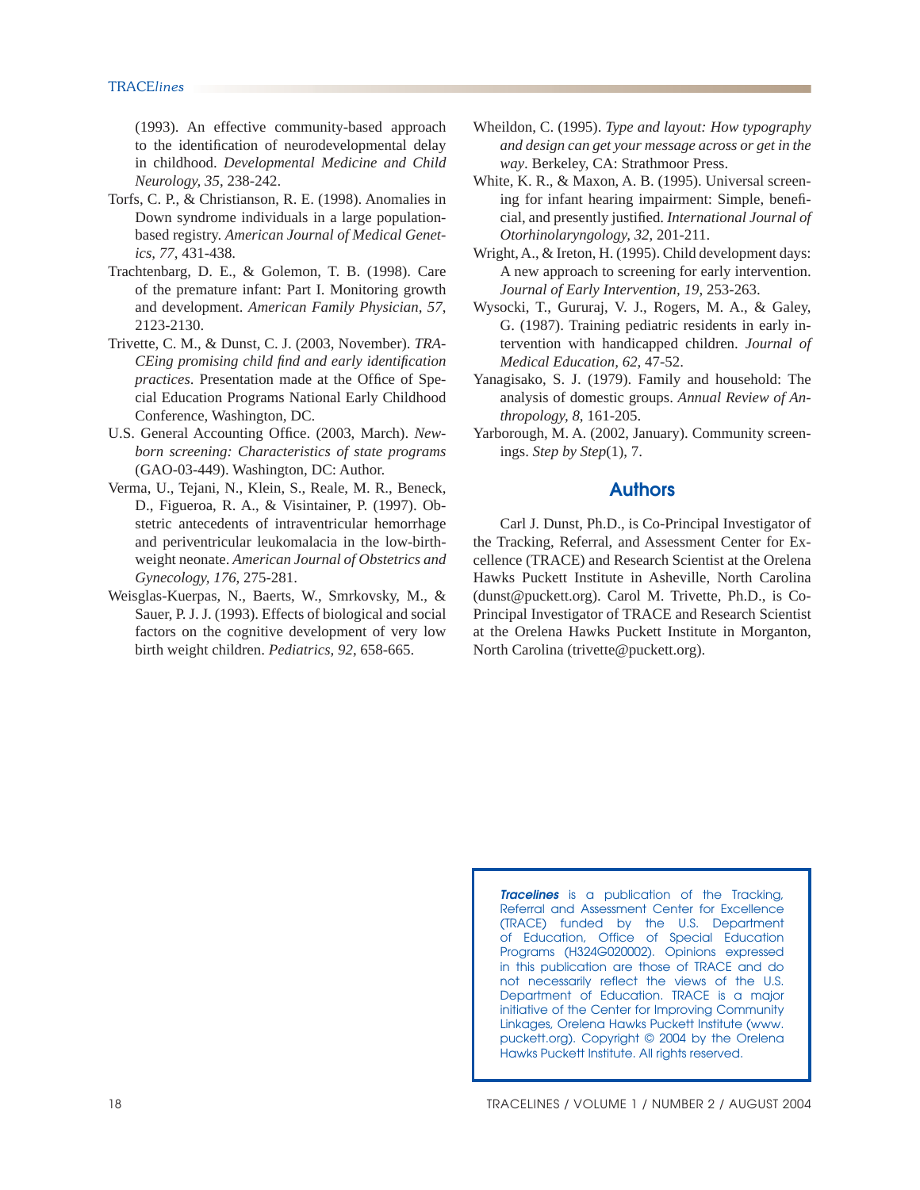(1993). An effective community-based approach to the identification of neurodevelopmental delay in childhood. *Developmental Medicine and Child Neurology, 35*, 238-242.

Torfs, C. P., & Christianson, R. E. (1998). Anomalies in Down syndrome individuals in a large population-based registry. *American Journal of Medical Genetics, 77*, 431-438.

Trachtenbarg, D. E., & Golemon, T. B. (1998). Care of the premature infant: Part I. Monitoring growth and development. *American Family Physician, 57*, 2123-2130.

Trivette, C. M., & Dunst, C. J. (2003, November). *TRACEing promising child find and early identification practices*. Presentation made at the Office of Special Education Programs National Early Childhood Conference, Washington, DC.

U.S. General Accounting Office. (2003, March). *Newborn screening: Characteristics of state programs* (GAO-03-449). Washington, DC: Author.

Verma, U., Tejani, N., Klein, S., Reale, M. R., Beneck, D., Figueroa, R. A., & Visintainer, P. (1997). Obstetric antecedents of intraventricular hemorrhage and periventricular leukomalacia in the low-birth-weight neonate. *American Journal of Obstetrics and Gynecology, 176*, 275-281.

Weisglas-Kuerpas, N., Baerts, W., Smrkovsky, M., & Sauer, P. J. J. (1993). Effects of biological and social factors on the cognitive development of very low birth weight children. *Pediatrics, 92*, 658-665.

Wheildon, C. (1995). *Type and layout: How typography and design can get your message across or get in the way*. Berkeley, CA: Strathmoor Press.

White, K. R., & Maxon, A. B. (1995). Universal screening for infant hearing impairment: Simple, beneficial, and presently justified. *International Journal of Otorhinolaryngology, 32*, 201-211.

Wright, A., & Ireton, H. (1995). Child development days: A new approach to screening for early intervention. *Journal of Early Intervention, 19*, 253-263.

Wysocki, T., Gururaj, V. J., Rogers, M. A., & Galey, G. (1987). Training pediatric residents in early intervention with handicapped children. *Journal of Medical Education, 62*, 47-52.

Yanagisako, S. J. (1979). Family and household: The analysis of domestic groups. *Annual Review of Anthropology, 8*, 161-205.

Yarborough, M. A. (2002, January). Community screenings. *Step by Step*(1), 7.

## Authors

Carl J. Dunst, Ph.D., is Co-Principal Investigator of the Tracking, Referral, and Assessment Center for Excellence (TRACE) and Research Scientist at the Orelena Hawks Puckett Institute in Asheville, North Carolina (dunst@puckett.org). Carol M. Trivette, Ph.D., is Co-Principal Investigator of TRACE and Research Scientist at the Orelena Hawks Puckett Institute in Morganton, North Carolina (trivette@puckett.org).

***Tracelines*** is a publication of the Tracking, Referral and Assessment Center for Excellence (TRACE) funded by the U.S. Department of Education, Office of Special Education Programs (H324G020002). Opinions expressed in this publication are those of TRACE and do not necessarily reflect the views of the U.S. Department of Education. TRACE is a major initiative of the Center for Improving Community Linkages, Orelena Hawks Puckett Institute (www.puckett.org). Copyright © 2004 by the Orelena Hawks Puckett Institute. All rights reserved.